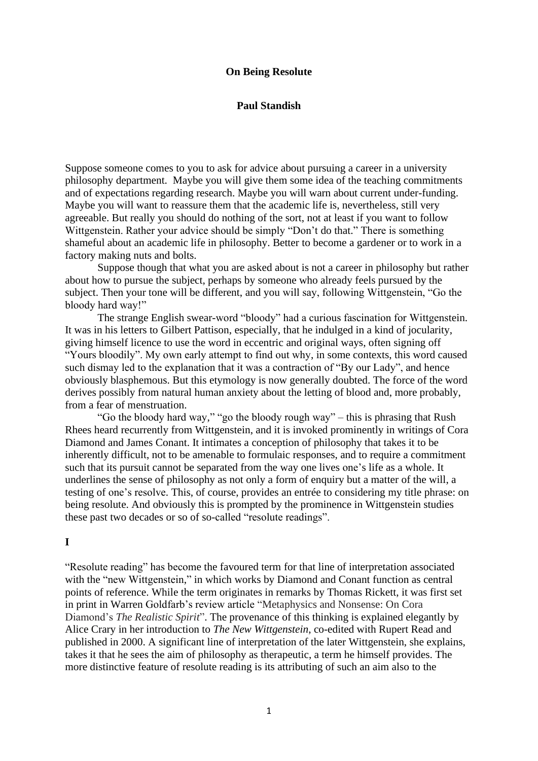# On Being Resolute

**Paul Standish**

Suppose someone comes to you to ask for advice about pursuing a career in a university philosophy department. Maybe you will give them some idea of the teaching commitments and of expectations regarding research. Maybe you will warn about current under-funding. Maybe you will want to reassure them that the academic life is, nevertheless, still very agreeable. But really you should do nothing of the sort, not at least if you want to follow Wittgenstein. Rather your advice should be simply "Don't do that." There is something shameful about an academic life in philosophy. Better to become a gardener or to work in a factory making nuts and bolts.

Suppose though that what you are asked about is not a career in philosophy but rather about how to pursue the subject, perhaps by someone who already feels pursued by the subject. Then your tone will be different, and you will say, following Wittgenstein, "Go the bloody hard way!"

The strange English swear-word "bloody" had a curious fascination for Wittgenstein. It was in his letters to Gilbert Pattison, especially, that he indulged in a kind of jocularity, giving himself licence to use the word in eccentric and original ways, often signing off "Yours bloodily". My own early attempt to find out why, in some contexts, this word caused such dismay led to the explanation that it was a contraction of "By our Lady", and hence obviously blasphemous. But this etymology is now generally doubted. The force of the word derives possibly from natural human anxiety about the letting of blood and, more probably, from a fear of menstruation.

"Go the bloody hard way," "go the bloody rough way" – this is phrasing that Rush Rhees heard recurrently from Wittgenstein, and it is invoked prominently in writings of Cora Diamond and James Conant. It intimates a conception of philosophy that takes it to be inherently difficult, not to be amenable to formulaic responses, and to require a commitment such that its pursuit cannot be separated from the way one lives one's life as a whole. It underlines the sense of philosophy as not only a form of enquiry but a matter of the will, a testing of one's resolve. This, of course, provides an entrée to considering my title phrase: on being resolute. And obviously this is prompted by the prominence in Wittgenstein studies these past two decades or so of so-called "resolute readings".

## I

"Resolute reading" has become the favoured term for that line of interpretation associated with the "new Wittgenstein," in which works by Diamond and Conant function as central points of reference. While the term originates in remarks by Thomas Rickett, it was first set in print in Warren Goldfarb's review article "Metaphysics and Nonsense: On Cora Diamond's *The Realistic Spirit*". The provenance of this thinking is explained elegantly by Alice Crary in her introduction to *The New Wittgenstein*, co-edited with Rupert Read and published in 2000. A significant line of interpretation of the later Wittgenstein, she explains, takes it that he sees the aim of philosophy as therapeutic, a term he himself provides. The more distinctive feature of resolute reading is its attributing of such an aim also to the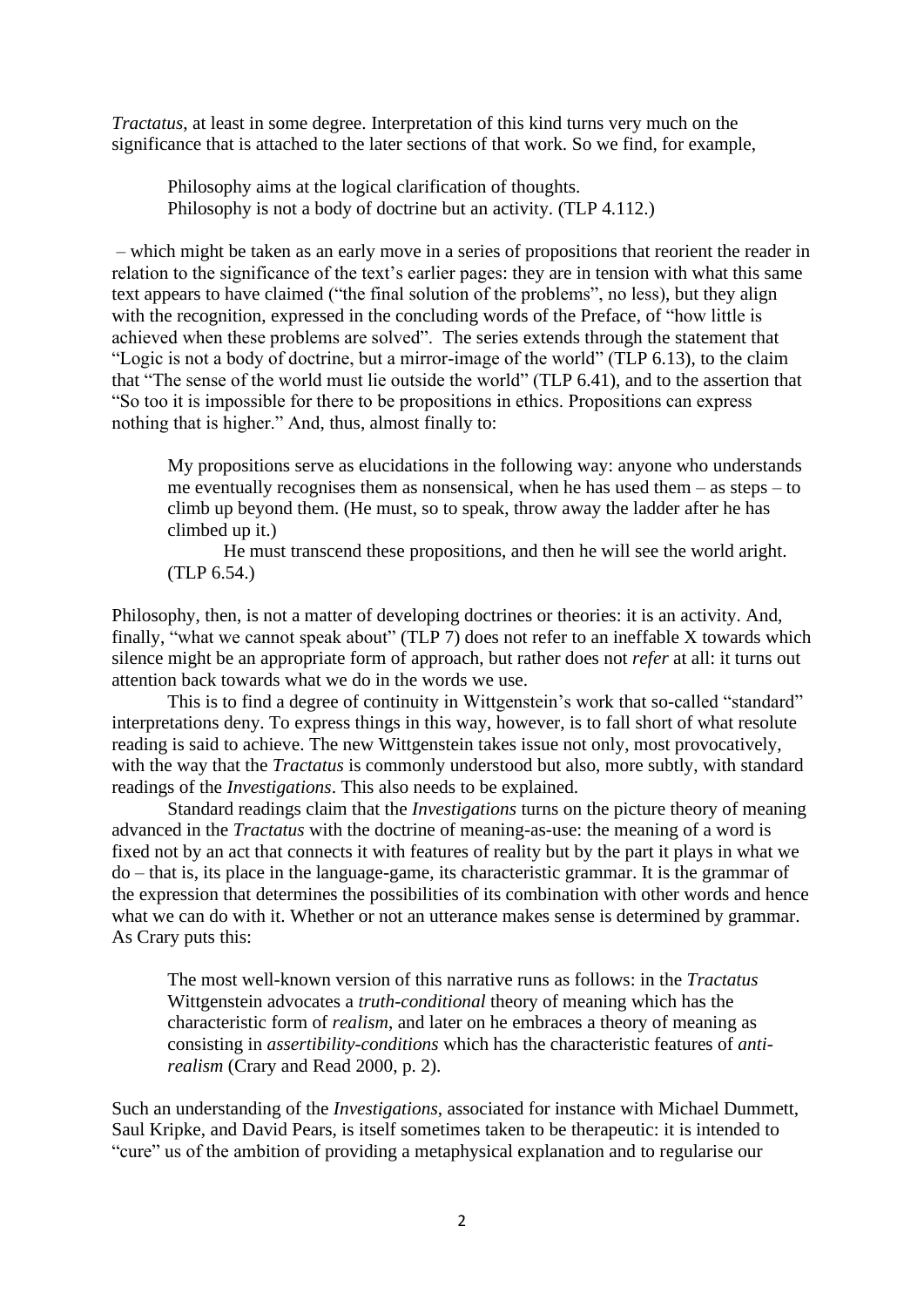*Tractatus*, at least in some degree. Interpretation of this kind turns very much on the significance that is attached to the later sections of that work. So we find, for example,

> Philosophy aims at the logical clarification of thoughts.
> Philosophy is not a body of doctrine but an activity. (TLP 4.112.)

– which might be taken as an early move in a series of propositions that reorient the reader in relation to the significance of the text's earlier pages: they are in tension with what this same text appears to have claimed ("the final solution of the problems", no less), but they align with the recognition, expressed in the concluding words of the Preface, of "how little is achieved when these problems are solved". The series extends through the statement that "Logic is not a body of doctrine, but a mirror-image of the world" (TLP 6.13), to the claim that "The sense of the world must lie outside the world" (TLP 6.41), and to the assertion that "So too it is impossible for there to be propositions in ethics. Propositions can express nothing that is higher." And, thus, almost finally to:

> My propositions serve as elucidations in the following way: anyone who understands me eventually recognises them as nonsensical, when he has used them – as steps – to climb up beyond them. (He must, so to speak, throw away the ladder after he has climbed up it.)
>
> He must transcend these propositions, and then he will see the world aright. (TLP 6.54.)

Philosophy, then, is not a matter of developing doctrines or theories: it is an activity. And, finally, "what we cannot speak about" (TLP 7) does not refer to an ineffable X towards which silence might be an appropriate form of approach, but rather does not *refer* at all: it turns out attention back towards what we do in the words we use.

This is to find a degree of continuity in Wittgenstein's work that so-called "standard" interpretations deny. To express things in this way, however, is to fall short of what resolute reading is said to achieve. The new Wittgenstein takes issue not only, most provocatively, with the way that the *Tractatus* is commonly understood but also, more subtly, with standard readings of the *Investigations*. This also needs to be explained.

Standard readings claim that the *Investigations* turns on the picture theory of meaning advanced in the *Tractatus* with the doctrine of meaning-as-use: the meaning of a word is fixed not by an act that connects it with features of reality but by the part it plays in what we do – that is, its place in the language-game, its characteristic grammar. It is the grammar of the expression that determines the possibilities of its combination with other words and hence what we can do with it. Whether or not an utterance makes sense is determined by grammar. As Crary puts this:

> The most well-known version of this narrative runs as follows: in the *Tractatus* Wittgenstein advocates a *truth-conditional* theory of meaning which has the characteristic form of *realism*, and later on he embraces a theory of meaning as consisting in *assertibility-conditions* which has the characteristic features of *anti-realism* (Crary and Read 2000, p. 2).

Such an understanding of the *Investigations*, associated for instance with Michael Dummett, Saul Kripke, and David Pears, is itself sometimes taken to be therapeutic: it is intended to "cure" us of the ambition of providing a metaphysical explanation and to regularise our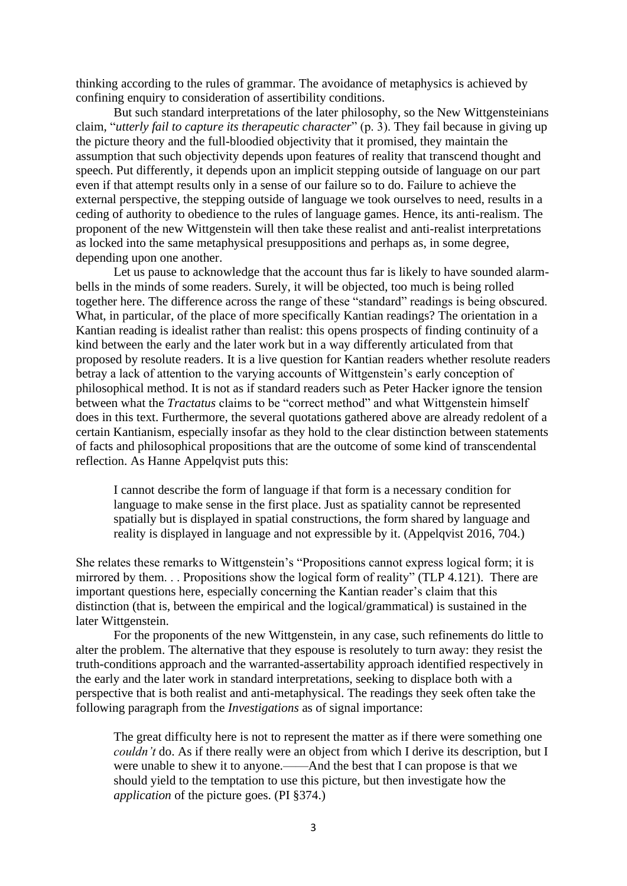thinking according to the rules of grammar. The avoidance of metaphysics is achieved by confining enquiry to consideration of assertibility conditions.

But such standard interpretations of the later philosophy, so the New Wittgensteinians claim, "*utterly fail to capture its therapeutic character*" (p. 3). They fail because in giving up the picture theory and the full-bloodied objectivity that it promised, they maintain the assumption that such objectivity depends upon features of reality that transcend thought and speech. Put differently, it depends upon an implicit stepping outside of language on our part even if that attempt results only in a sense of our failure so to do. Failure to achieve the external perspective, the stepping outside of language we took ourselves to need, results in a ceding of authority to obedience to the rules of language games. Hence, its anti-realism. The proponent of the new Wittgenstein will then take these realist and anti-realist interpretations as locked into the same metaphysical presuppositions and perhaps as, in some degree, depending upon one another.

Let us pause to acknowledge that the account thus far is likely to have sounded alarm-bells in the minds of some readers. Surely, it will be objected, too much is being rolled together here. The difference across the range of these "standard" readings is being obscured. What, in particular, of the place of more specifically Kantian readings? The orientation in a Kantian reading is idealist rather than realist: this opens prospects of finding continuity of a kind between the early and the later work but in a way differently articulated from that proposed by resolute readers. It is a live question for Kantian readers whether resolute readers betray a lack of attention to the varying accounts of Wittgenstein's early conception of philosophical method. It is not as if standard readers such as Peter Hacker ignore the tension between what the *Tractatus* claims to be "correct method" and what Wittgenstein himself does in this text. Furthermore, the several quotations gathered above are already redolent of a certain Kantianism, especially insofar as they hold to the clear distinction between statements of facts and philosophical propositions that are the outcome of some kind of transcendental reflection. As Hanne Appelqvist puts this:

> I cannot describe the form of language if that form is a necessary condition for language to make sense in the first place. Just as spatiality cannot be represented spatially but is displayed in spatial constructions, the form shared by language and reality is displayed in language and not expressible by it. (Appelqvist 2016, 704.)

She relates these remarks to Wittgenstein's "Propositions cannot express logical form; it is mirrored by them. . . Propositions show the logical form of reality" (TLP 4.121). There are important questions here, especially concerning the Kantian reader's claim that this distinction (that is, between the empirical and the logical/grammatical) is sustained in the later Wittgenstein.

For the proponents of the new Wittgenstein, in any case, such refinements do little to alter the problem. The alternative that they espouse is resolutely to turn away: they resist the truth-conditions approach and the warranted-assertability approach identified respectively in the early and the later work in standard interpretations, seeking to displace both with a perspective that is both realist and anti-metaphysical. The readings they seek often take the following paragraph from the *Investigations* as of signal importance:

> The great difficulty here is not to represent the matter as if there were something one *couldn't* do. As if there really were an object from which I derive its description, but I were unable to shew it to anyone.——And the best that I can propose is that we should yield to the temptation to use this picture, but then investigate how the *application* of the picture goes. (PI §374.)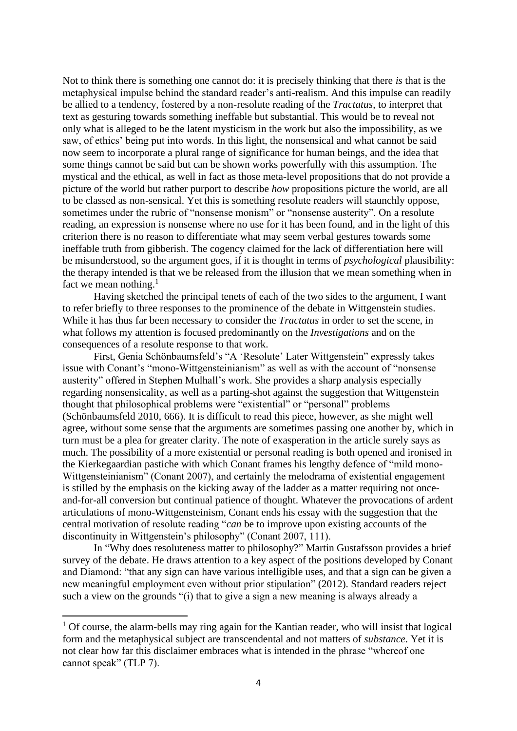Not to think there is something one cannot do: it is precisely thinking that there *is* that is the metaphysical impulse behind the standard reader's anti-realism. And this impulse can readily be allied to a tendency, fostered by a non-resolute reading of the *Tractatus*, to interpret that text as gesturing towards something ineffable but substantial. This would be to reveal not only what is alleged to be the latent mysticism in the work but also the impossibility, as we saw, of ethics' being put into words. In this light, the nonsensical and what cannot be said now seem to incorporate a plural range of significance for human beings, and the idea that some things cannot be said but can be shown works powerfully with this assumption. The mystical and the ethical, as well in fact as those meta-level propositions that do not provide a picture of the world but rather purport to describe *how* propositions picture the world, are all to be classed as non-sensical. Yet this is something resolute readers will staunchly oppose, sometimes under the rubric of "nonsense monism" or "nonsense austerity". On a resolute reading, an expression is nonsense where no use for it has been found, and in the light of this criterion there is no reason to differentiate what may seem verbal gestures towards some ineffable truth from gibberish. The cogency claimed for the lack of differentiation here will be misunderstood, so the argument goes, if it is thought in terms of *psychological* plausibility: the therapy intended is that we be released from the illusion that we mean something when in fact we mean nothing.[1]

Having sketched the principal tenets of each of the two sides to the argument, I want to refer briefly to three responses to the prominence of the debate in Wittgenstein studies. While it has thus far been necessary to consider the *Tractatus* in order to set the scene, in what follows my attention is focused predominantly on the *Investigations* and on the consequences of a resolute response to that work.

First, Genia Schönbaumsfeld's "A 'Resolute' Later Wittgenstein" expressly takes issue with Conant's "mono-Wittgensteinianism" as well as with the account of "nonsense austerity" offered in Stephen Mulhall's work. She provides a sharp analysis especially regarding nonsensicality, as well as a parting-shot against the suggestion that Wittgenstein thought that philosophical problems were "existential" or "personal" problems (Schönbaumsfeld 2010, 666). It is difficult to read this piece, however, as she might well agree, without some sense that the arguments are sometimes passing one another by, which in turn must be a plea for greater clarity. The note of exasperation in the article surely says as much. The possibility of a more existential or personal reading is both opened and ironised in the Kierkegaardian pastiche with which Conant frames his lengthy defence of "mild mono-Wittgensteinianism" (Conant 2007), and certainly the melodrama of existential engagement is stilled by the emphasis on the kicking away of the ladder as a matter requiring not once-and-for-all conversion but continual patience of thought. Whatever the provocations of ardent articulations of mono-Wittgensteinism, Conant ends his essay with the suggestion that the central motivation of resolute reading "*can* be to improve upon existing accounts of the discontinuity in Wittgenstein's philosophy" (Conant 2007, 111).

In "Why does resoluteness matter to philosophy?" Martin Gustafsson provides a brief survey of the debate. He draws attention to a key aspect of the positions developed by Conant and Diamond: "that any sign can have various intelligible uses, and that a sign can be given a new meaningful employment even without prior stipulation" (2012). Standard readers reject such a view on the grounds "(i) that to give a sign a new meaning is always already a

---

[1] Of course, the alarm-bells may ring again for the Kantian reader, who will insist that logical form and the metaphysical subject are transcendental and not matters of *substance*. Yet it is not clear how far this disclaimer embraces what is intended in the phrase "whereof one cannot speak" (TLP 7).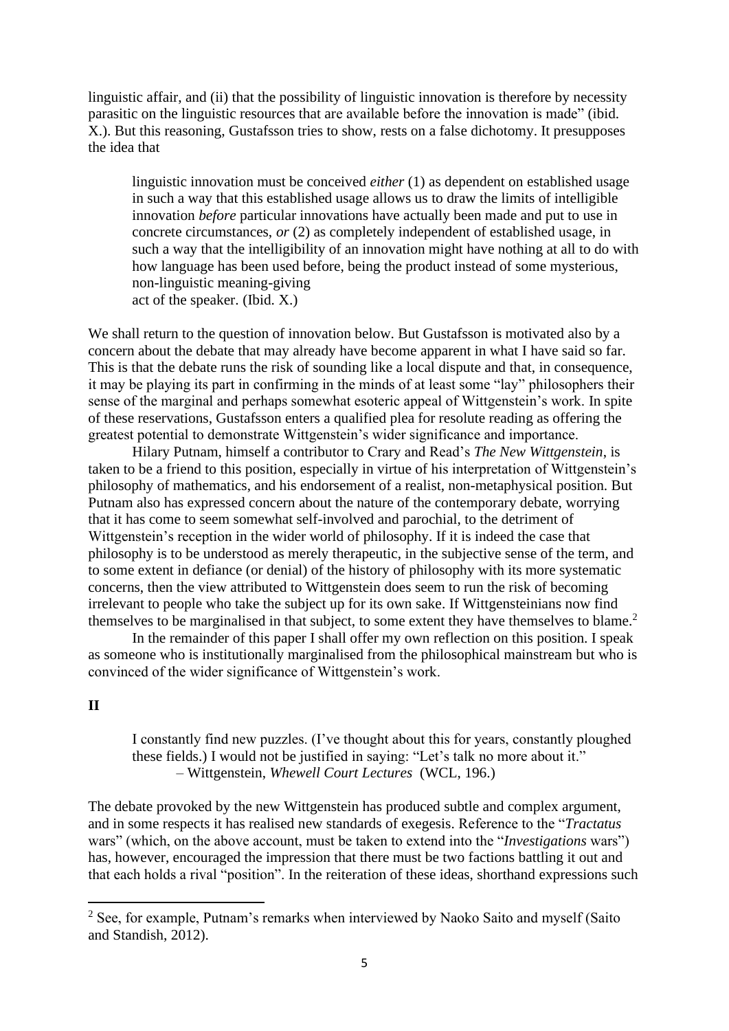linguistic affair, and (ii) that the possibility of linguistic innovation is therefore by necessity parasitic on the linguistic resources that are available before the innovation is made" (ibid. X.). But this reasoning, Gustafsson tries to show, rests on a false dichotomy. It presupposes the idea that

> linguistic innovation must be conceived *either* (1) as dependent on established usage in such a way that this established usage allows us to draw the limits of intelligible innovation *before* particular innovations have actually been made and put to use in concrete circumstances, *or* (2) as completely independent of established usage, in such a way that the intelligibility of an innovation might have nothing at all to do with how language has been used before, being the product instead of some mysterious, non-linguistic meaning-giving
> act of the speaker. (Ibid. X.)

We shall return to the question of innovation below. But Gustafsson is motivated also by a concern about the debate that may already have become apparent in what I have said so far. This is that the debate runs the risk of sounding like a local dispute and that, in consequence, it may be playing its part in confirming in the minds of at least some "lay" philosophers their sense of the marginal and perhaps somewhat esoteric appeal of Wittgenstein's work. In spite of these reservations, Gustafsson enters a qualified plea for resolute reading as offering the greatest potential to demonstrate Wittgenstein's wider significance and importance.

Hilary Putnam, himself a contributor to Crary and Read's *The New Wittgenstein*, is taken to be a friend to this position, especially in virtue of his interpretation of Wittgenstein's philosophy of mathematics, and his endorsement of a realist, non-metaphysical position. But Putnam also has expressed concern about the nature of the contemporary debate, worrying that it has come to seem somewhat self-involved and parochial, to the detriment of Wittgenstein's reception in the wider world of philosophy. If it is indeed the case that philosophy is to be understood as merely therapeutic, in the subjective sense of the term, and to some extent in defiance (or denial) of the history of philosophy with its more systematic concerns, then the view attributed to Wittgenstein does seem to run the risk of becoming irrelevant to people who take the subject up for its own sake. If Wittgensteinians now find themselves to be marginalised in that subject, to some extent they have themselves to blame.[2]

In the remainder of this paper I shall offer my own reflection on this position. I speak as someone who is institutionally marginalised from the philosophical mainstream but who is convinced of the wider significance of Wittgenstein's work.

## II

> I constantly find new puzzles. (I've thought about this for years, constantly ploughed these fields.) I would not be justified in saying: "Let's talk no more about it."
> – Wittgenstein, *Whewell Court Lectures* (WCL, 196.)

The debate provoked by the new Wittgenstein has produced subtle and complex argument, and in some respects it has realised new standards of exegesis. Reference to the "*Tractatus* wars" (which, on the above account, must be taken to extend into the "*Investigations* wars") has, however, encouraged the impression that there must be two factions battling it out and that each holds a rival "position". In the reiteration of these ideas, shorthand expressions such

---

[2] See, for example, Putnam's remarks when interviewed by Naoko Saito and myself (Saito and Standish, 2012).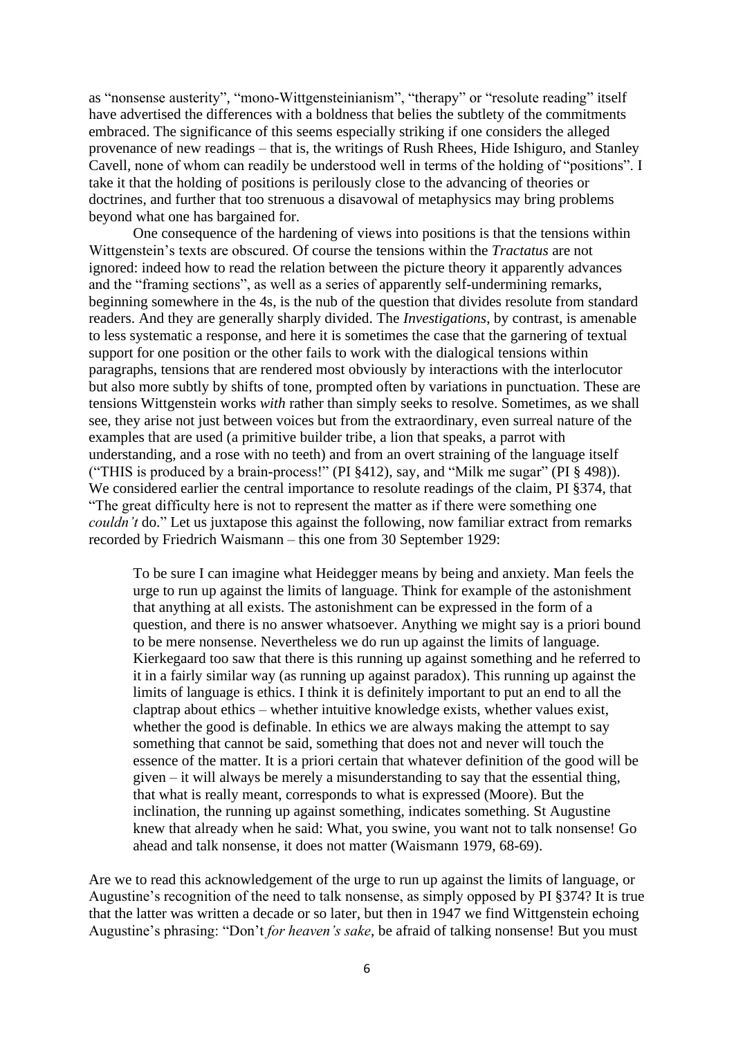as "nonsense austerity", "mono-Wittgensteinianism", "therapy" or "resolute reading" itself have advertised the differences with a boldness that belies the subtlety of the commitments embraced. The significance of this seems especially striking if one considers the alleged provenance of new readings – that is, the writings of Rush Rhees, Hide Ishiguro, and Stanley Cavell, none of whom can readily be understood well in terms of the holding of "positions". I take it that the holding of positions is perilously close to the advancing of theories or doctrines, and further that too strenuous a disavowal of metaphysics may bring problems beyond what one has bargained for.

One consequence of the hardening of views into positions is that the tensions within Wittgenstein's texts are obscured. Of course the tensions within the *Tractatus* are not ignored: indeed how to read the relation between the picture theory it apparently advances and the "framing sections", as well as a series of apparently self-undermining remarks, beginning somewhere in the 4s, is the nub of the question that divides resolute from standard readers. And they are generally sharply divided. The *Investigations*, by contrast, is amenable to less systematic a response, and here it is sometimes the case that the garnering of textual support for one position or the other fails to work with the dialogical tensions within paragraphs, tensions that are rendered most obviously by interactions with the interlocutor but also more subtly by shifts of tone, prompted often by variations in punctuation. These are tensions Wittgenstein works *with* rather than simply seeks to resolve. Sometimes, as we shall see, they arise not just between voices but from the extraordinary, even surreal nature of the examples that are used (a primitive builder tribe, a lion that speaks, a parrot with understanding, and a rose with no teeth) and from an overt straining of the language itself ("THIS is produced by a brain-process!" (PI §412), say, and "Milk me sugar" (PI § 498)). We considered earlier the central importance to resolute readings of the claim, PI §374, that "The great difficulty here is not to represent the matter as if there were something one *couldn't* do." Let us juxtapose this against the following, now familiar extract from remarks recorded by Friedrich Waismann – this one from 30 September 1929:

> To be sure I can imagine what Heidegger means by being and anxiety. Man feels the urge to run up against the limits of language. Think for example of the astonishment that anything at all exists. The astonishment can be expressed in the form of a question, and there is no answer whatsoever. Anything we might say is a priori bound to be mere nonsense. Nevertheless we do run up against the limits of language. Kierkegaard too saw that there is this running up against something and he referred to it in a fairly similar way (as running up against paradox). This running up against the limits of language is ethics. I think it is definitely important to put an end to all the claptrap about ethics – whether intuitive knowledge exists, whether values exist, whether the good is definable. In ethics we are always making the attempt to say something that cannot be said, something that does not and never will touch the essence of the matter. It is a priori certain that whatever definition of the good will be given – it will always be merely a misunderstanding to say that the essential thing, that what is really meant, corresponds to what is expressed (Moore). But the inclination, the running up against something, indicates something. St Augustine knew that already when he said: What, you swine, you want not to talk nonsense! Go ahead and talk nonsense, it does not matter (Waismann 1979, 68-69).

Are we to read this acknowledgement of the urge to run up against the limits of language, or Augustine's recognition of the need to talk nonsense, as simply opposed by PI §374? It is true that the latter was written a decade or so later, but then in 1947 we find Wittgenstein echoing Augustine's phrasing: "Don't *for heaven's sake*, be afraid of talking nonsense! But you must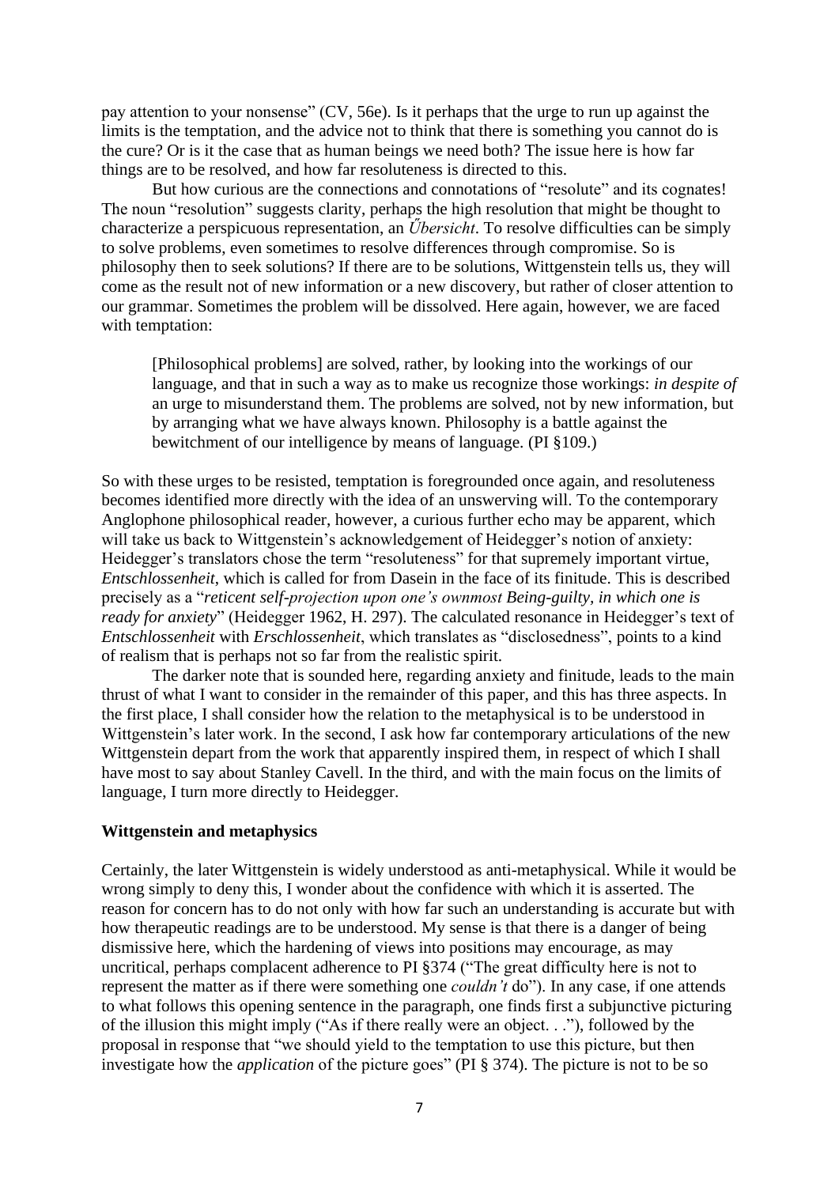pay attention to your nonsense" (CV, 56e). Is it perhaps that the urge to run up against the limits is the temptation, and the advice not to think that there is something you cannot do is the cure? Or is it the case that as human beings we need both? The issue here is how far things are to be resolved, and how far resoluteness is directed to this.

But how curious are the connections and connotations of "resolute" and its cognates! The noun "resolution" suggests clarity, perhaps the high resolution that might be thought to characterize a perspicuous representation, an *Űbersicht*. To resolve difficulties can be simply to solve problems, even sometimes to resolve differences through compromise. So is philosophy then to seek solutions? If there are to be solutions, Wittgenstein tells us, they will come as the result not of new information or a new discovery, but rather of closer attention to our grammar. Sometimes the problem will be dissolved. Here again, however, we are faced with temptation:

> [Philosophical problems] are solved, rather, by looking into the workings of our language, and that in such a way as to make us recognize those workings: *in despite of* an urge to misunderstand them. The problems are solved, not by new information, but by arranging what we have always known. Philosophy is a battle against the bewitchment of our intelligence by means of language. (PI §109.)

So with these urges to be resisted, temptation is foregrounded once again, and resoluteness becomes identified more directly with the idea of an unswerving will. To the contemporary Anglophone philosophical reader, however, a curious further echo may be apparent, which will take us back to Wittgenstein's acknowledgement of Heidegger's notion of anxiety: Heidegger's translators chose the term "resoluteness" for that supremely important virtue, *Entschlossenheit*, which is called for from Dasein in the face of its finitude. This is described precisely as a "*reticent self-projection upon one's ownmost Being-guilty, in which one is ready for anxiety*" (Heidegger 1962, H. 297). The calculated resonance in Heidegger's text of *Entschlossenheit* with *Erschlossenheit*, which translates as "disclosedness", points to a kind of realism that is perhaps not so far from the realistic spirit.

The darker note that is sounded here, regarding anxiety and finitude, leads to the main thrust of what I want to consider in the remainder of this paper, and this has three aspects. In the first place, I shall consider how the relation to the metaphysical is to be understood in Wittgenstein's later work. In the second, I ask how far contemporary articulations of the new Wittgenstein depart from the work that apparently inspired them, in respect of which I shall have most to say about Stanley Cavell. In the third, and with the main focus on the limits of language, I turn more directly to Heidegger.

## Wittgenstein and metaphysics

Certainly, the later Wittgenstein is widely understood as anti-metaphysical. While it would be wrong simply to deny this, I wonder about the confidence with which it is asserted. The reason for concern has to do not only with how far such an understanding is accurate but with how therapeutic readings are to be understood. My sense is that there is a danger of being dismissive here, which the hardening of views into positions may encourage, as may uncritical, perhaps complacent adherence to PI §374 ("The great difficulty here is not to represent the matter as if there were something one *couldn't* do"). In any case, if one attends to what follows this opening sentence in the paragraph, one finds first a subjunctive picturing of the illusion this might imply ("As if there really were an object. . ."), followed by the proposal in response that "we should yield to the temptation to use this picture, but then investigate how the *application* of the picture goes" (PI § 374). The picture is not to be so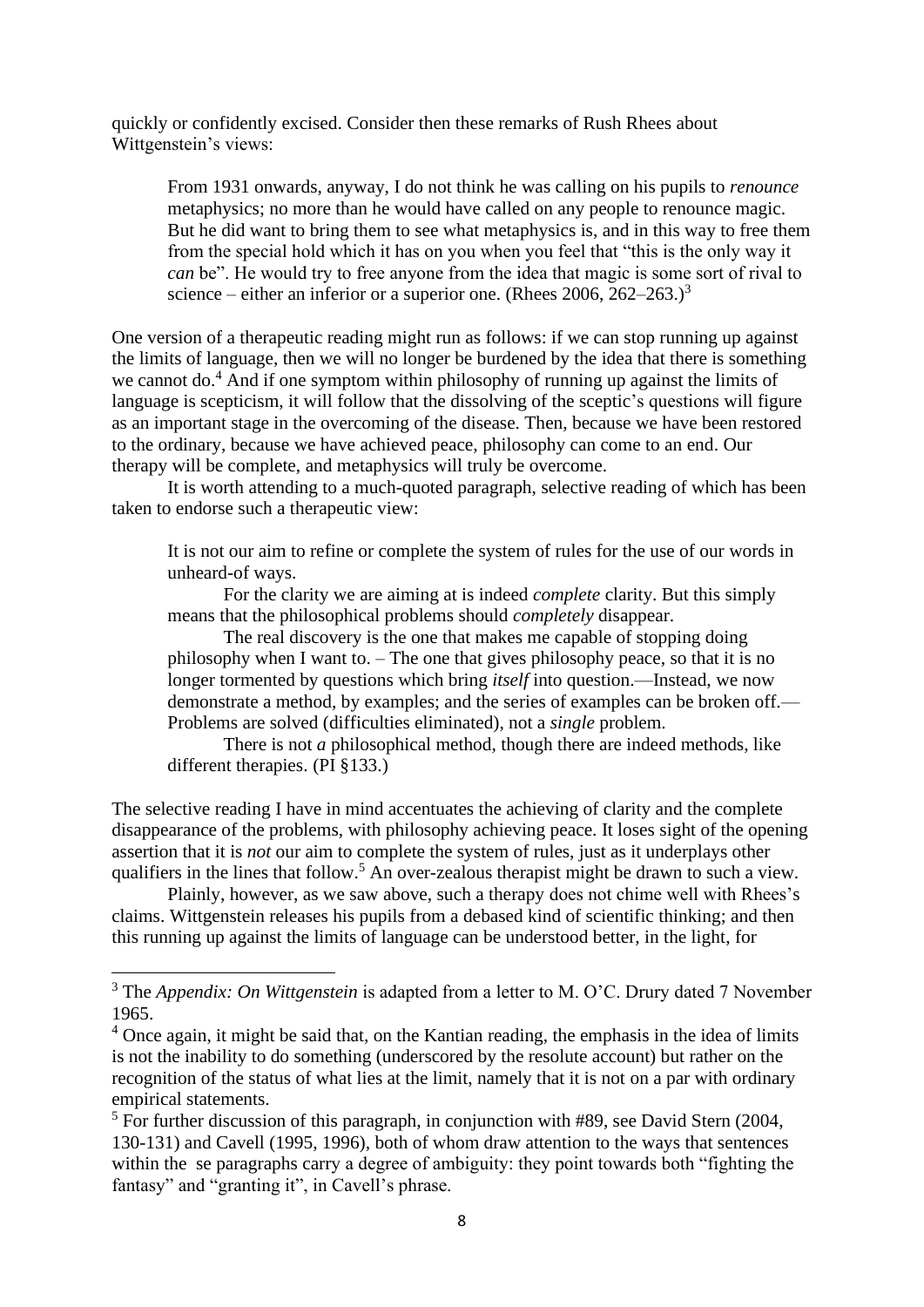quickly or confidently excised. Consider then these remarks of Rush Rhees about Wittgenstein's views:

> From 1931 onwards, anyway, I do not think he was calling on his pupils to *renounce* metaphysics; no more than he would have called on any people to renounce magic. But he did want to bring them to see what metaphysics is, and in this way to free them from the special hold which it has on you when you feel that "this is the only way it *can* be". He would try to free anyone from the idea that magic is some sort of rival to science – either an inferior or a superior one. (Rhees 2006, 262–263.)[3]

One version of a therapeutic reading might run as follows: if we can stop running up against the limits of language, then we will no longer be burdened by the idea that there is something we cannot do.[4] And if one symptom within philosophy of running up against the limits of language is scepticism, it will follow that the dissolving of the sceptic's questions will figure as an important stage in the overcoming of the disease. Then, because we have been restored to the ordinary, because we have achieved peace, philosophy can come to an end. Our therapy will be complete, and metaphysics will truly be overcome.

It is worth attending to a much-quoted paragraph, selective reading of which has been taken to endorse such a therapeutic view:

> It is not our aim to refine or complete the system of rules for the use of our words in unheard-of ways.
>
> For the clarity we are aiming at is indeed *complete* clarity. But this simply means that the philosophical problems should *completely* disappear.
>
> The real discovery is the one that makes me capable of stopping doing philosophy when I want to. – The one that gives philosophy peace, so that it is no longer tormented by questions which bring *itself* into question.—Instead, we now demonstrate a method, by examples; and the series of examples can be broken off.—Problems are solved (difficulties eliminated), not a *single* problem.
>
> There is not *a* philosophical method, though there are indeed methods, like different therapies. (PI §133.)

The selective reading I have in mind accentuates the achieving of clarity and the complete disappearance of the problems, with philosophy achieving peace. It loses sight of the opening assertion that it is *not* our aim to complete the system of rules, just as it underplays other qualifiers in the lines that follow.[5] An over-zealous therapist might be drawn to such a view.

Plainly, however, as we saw above, such a therapy does not chime well with Rhees's claims. Wittgenstein releases his pupils from a debased kind of scientific thinking; and then this running up against the limits of language can be understood better, in the light, for

---

[3] The *Appendix: On Wittgenstein* is adapted from a letter to M. O'C. Drury dated 7 November 1965.

[4] Once again, it might be said that, on the Kantian reading, the emphasis in the idea of limits is not the inability to do something (underscored by the resolute account) but rather on the recognition of the status of what lies at the limit, namely that it is not on a par with ordinary empirical statements.

[5] For further discussion of this paragraph, in conjunction with #89, see David Stern (2004, 130-131) and Cavell (1995, 1996), both of whom draw attention to the ways that sentences within the se paragraphs carry a degree of ambiguity: they point towards both "fighting the fantasy" and "granting it", in Cavell's phrase.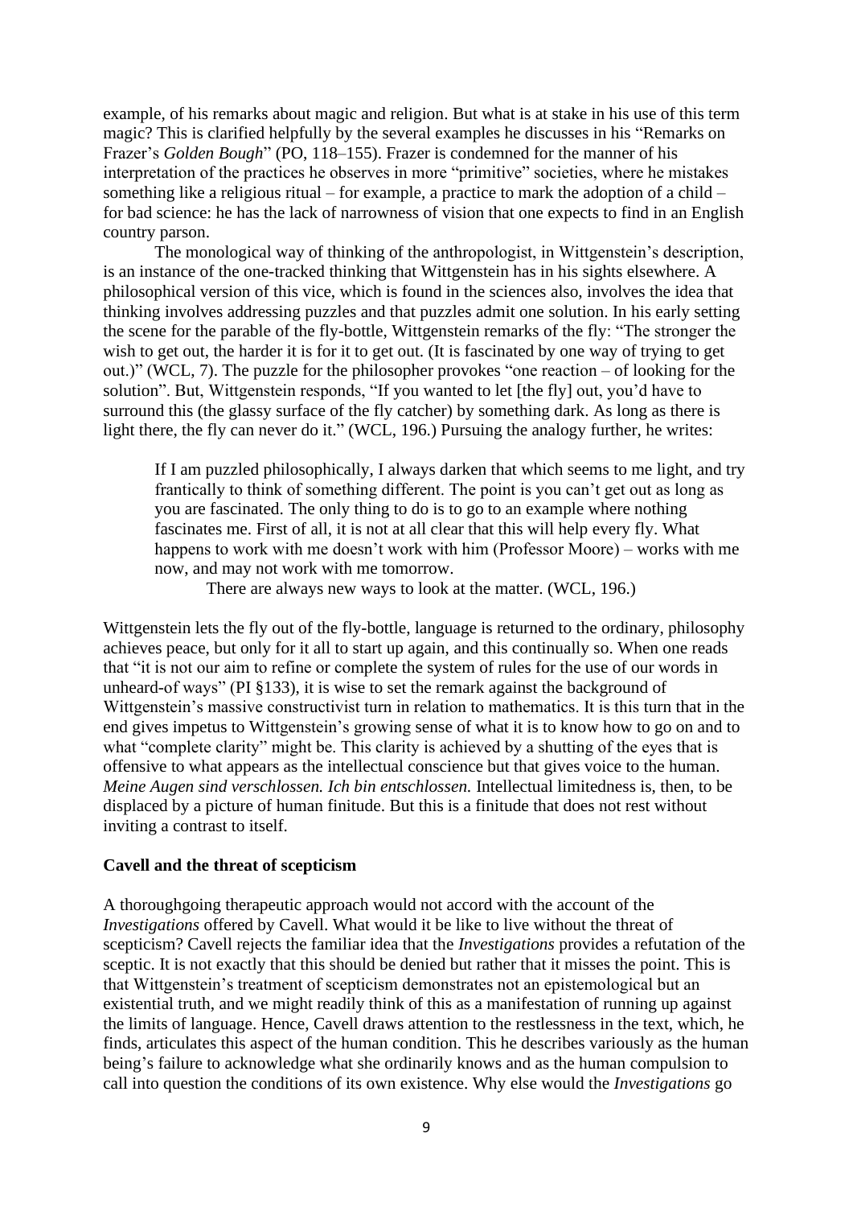example, of his remarks about magic and religion. But what is at stake in his use of this term magic? This is clarified helpfully by the several examples he discusses in his "Remarks on Frazer's *Golden Bough*" (PO, 118–155). Frazer is condemned for the manner of his interpretation of the practices he observes in more "primitive" societies, where he mistakes something like a religious ritual – for example, a practice to mark the adoption of a child – for bad science: he has the lack of narrowness of vision that one expects to find in an English country parson.

The monological way of thinking of the anthropologist, in Wittgenstein's description, is an instance of the one-tracked thinking that Wittgenstein has in his sights elsewhere. A philosophical version of this vice, which is found in the sciences also, involves the idea that thinking involves addressing puzzles and that puzzles admit one solution. In his early setting the scene for the parable of the fly-bottle, Wittgenstein remarks of the fly: "The stronger the wish to get out, the harder it is for it to get out. (It is fascinated by one way of trying to get out.)" (WCL, 7). The puzzle for the philosopher provokes "one reaction – of looking for the solution". But, Wittgenstein responds, "If you wanted to let [the fly] out, you'd have to surround this (the glassy surface of the fly catcher) by something dark. As long as there is light there, the fly can never do it." (WCL, 196.) Pursuing the analogy further, he writes:

> If I am puzzled philosophically, I always darken that which seems to me light, and try frantically to think of something different. The point is you can't get out as long as you are fascinated. The only thing to do is to go to an example where nothing fascinates me. First of all, it is not at all clear that this will help every fly. What happens to work with me doesn't work with him (Professor Moore) – works with me now, and may not work with me tomorrow.
>
> There are always new ways to look at the matter. (WCL, 196.)

Wittgenstein lets the fly out of the fly-bottle, language is returned to the ordinary, philosophy achieves peace, but only for it all to start up again, and this continually so. When one reads that "it is not our aim to refine or complete the system of rules for the use of our words in unheard-of ways" (PI §133), it is wise to set the remark against the background of Wittgenstein's massive constructivist turn in relation to mathematics. It is this turn that in the end gives impetus to Wittgenstein's growing sense of what it is to know how to go on and to what "complete clarity" might be. This clarity is achieved by a shutting of the eyes that is offensive to what appears as the intellectual conscience but that gives voice to the human. *Meine Augen sind verschlossen. Ich bin entschlossen.* Intellectual limitedness is, then, to be displaced by a picture of human finitude. But this is a finitude that does not rest without inviting a contrast to itself.

## Cavell and the threat of scepticism

A thoroughgoing therapeutic approach would not accord with the account of the *Investigations* offered by Cavell. What would it be like to live without the threat of scepticism? Cavell rejects the familiar idea that the *Investigations* provides a refutation of the sceptic. It is not exactly that this should be denied but rather that it misses the point. This is that Wittgenstein's treatment of scepticism demonstrates not an epistemological but an existential truth, and we might readily think of this as a manifestation of running up against the limits of language. Hence, Cavell draws attention to the restlessness in the text, which, he finds, articulates this aspect of the human condition. This he describes variously as the human being's failure to acknowledge what she ordinarily knows and as the human compulsion to call into question the conditions of its own existence. Why else would the *Investigations* go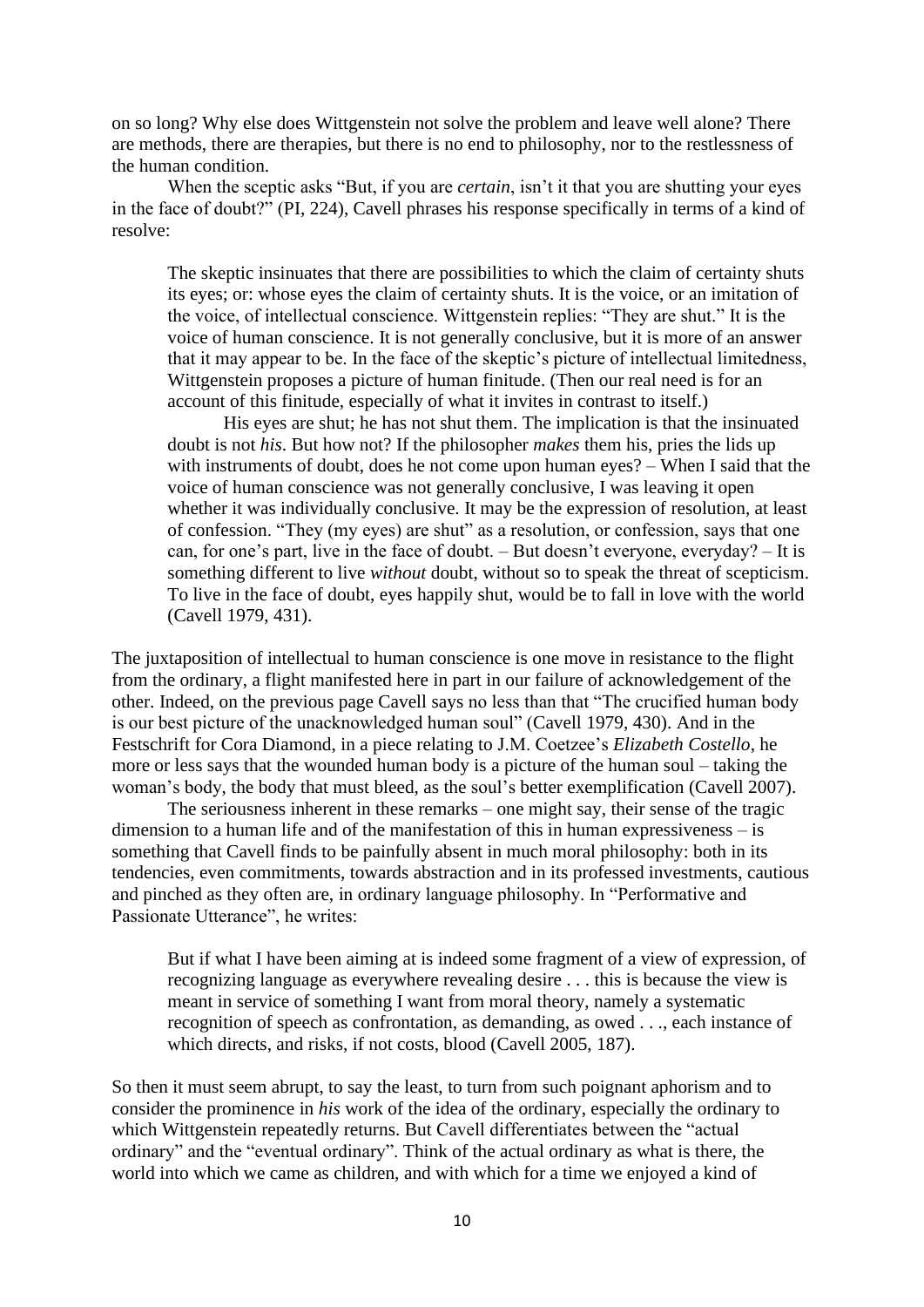on so long? Why else does Wittgenstein not solve the problem and leave well alone? There are methods, there are therapies, but there is no end to philosophy, nor to the restlessness of the human condition.

When the sceptic asks "But, if you are *certain*, isn't it that you are shutting your eyes in the face of doubt?" (PI, 224), Cavell phrases his response specifically in terms of a kind of resolve:

> The skeptic insinuates that there are possibilities to which the claim of certainty shuts its eyes; or: whose eyes the claim of certainty shuts. It is the voice, or an imitation of the voice, of intellectual conscience. Wittgenstein replies: "They are shut." It is the voice of human conscience. It is not generally conclusive, but it is more of an answer that it may appear to be. In the face of the skeptic's picture of intellectual limitedness, Wittgenstein proposes a picture of human finitude. (Then our real need is for an account of this finitude, especially of what it invites in contrast to itself.)
>
> His eyes are shut; he has not shut them. The implication is that the insinuated doubt is not *his*. But how not? If the philosopher *makes* them his, pries the lids up with instruments of doubt, does he not come upon human eyes? – When I said that the voice of human conscience was not generally conclusive, I was leaving it open whether it was individually conclusive. It may be the expression of resolution, at least of confession. "They (my eyes) are shut" as a resolution, or confession, says that one can, for one's part, live in the face of doubt. – But doesn't everyone, everyday? – It is something different to live *without* doubt, without so to speak the threat of scepticism. To live in the face of doubt, eyes happily shut, would be to fall in love with the world (Cavell 1979, 431).

The juxtaposition of intellectual to human conscience is one move in resistance to the flight from the ordinary, a flight manifested here in part in our failure of acknowledgement of the other. Indeed, on the previous page Cavell says no less than that "The crucified human body is our best picture of the unacknowledged human soul" (Cavell 1979, 430). And in the Festschrift for Cora Diamond, in a piece relating to J.M. Coetzee's *Elizabeth Costello*, he more or less says that the wounded human body is a picture of the human soul – taking the woman's body, the body that must bleed, as the soul's better exemplification (Cavell 2007).

The seriousness inherent in these remarks – one might say, their sense of the tragic dimension to a human life and of the manifestation of this in human expressiveness – is something that Cavell finds to be painfully absent in much moral philosophy: both in its tendencies, even commitments, towards abstraction and in its professed investments, cautious and pinched as they often are, in ordinary language philosophy. In "Performative and Passionate Utterance", he writes:

> But if what I have been aiming at is indeed some fragment of a view of expression, of recognizing language as everywhere revealing desire . . . this is because the view is meant in service of something I want from moral theory, namely a systematic recognition of speech as confrontation, as demanding, as owed . . ., each instance of which directs, and risks, if not costs, blood (Cavell 2005, 187).

So then it must seem abrupt, to say the least, to turn from such poignant aphorism and to consider the prominence in *his* work of the idea of the ordinary, especially the ordinary to which Wittgenstein repeatedly returns. But Cavell differentiates between the "actual ordinary" and the "eventual ordinary". Think of the actual ordinary as what is there, the world into which we came as children, and with which for a time we enjoyed a kind of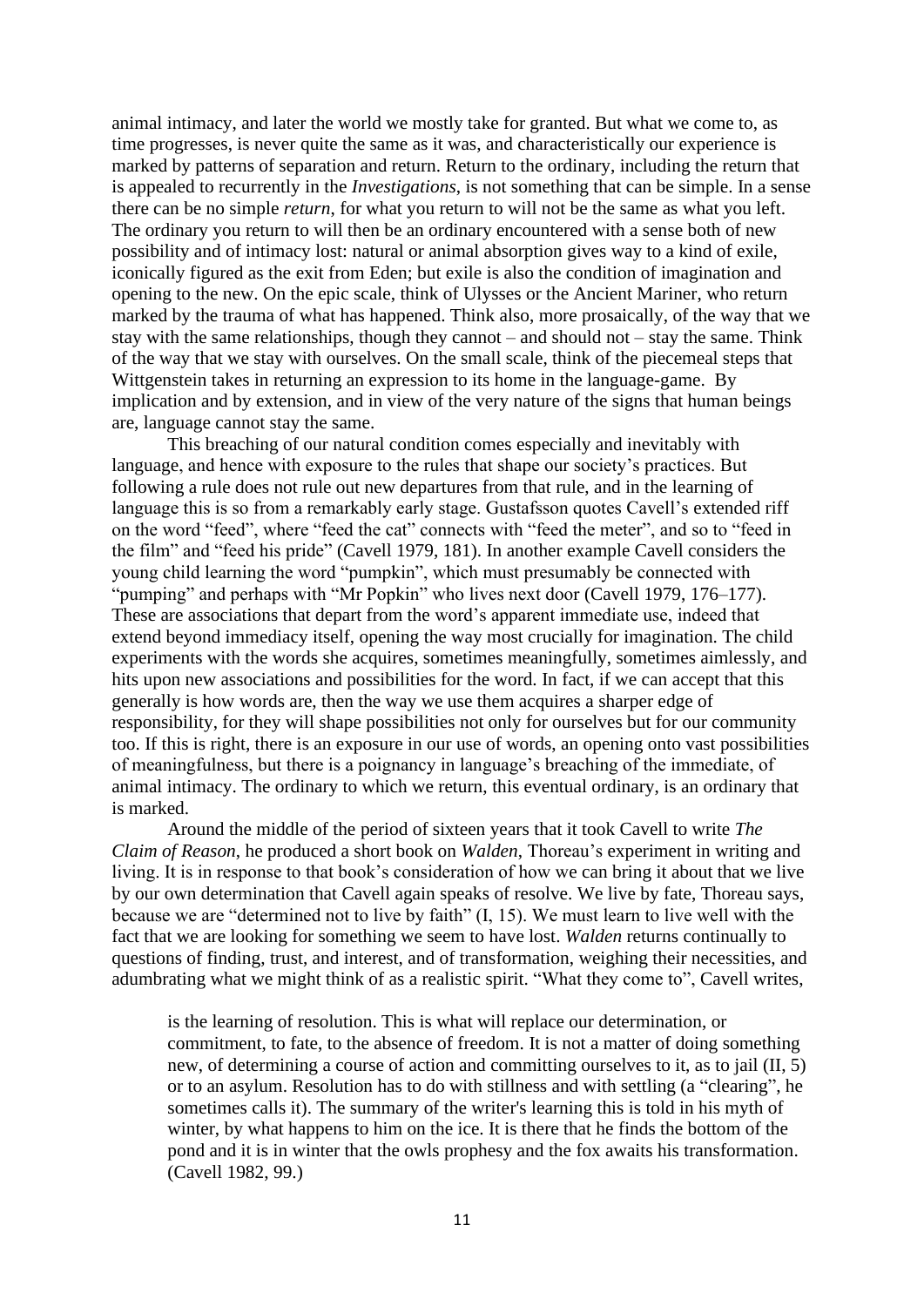animal intimacy, and later the world we mostly take for granted. But what we come to, as time progresses, is never quite the same as it was, and characteristically our experience is marked by patterns of separation and return. Return to the ordinary, including the return that is appealed to recurrently in the *Investigations*, is not something that can be simple. In a sense there can be no simple *return*, for what you return to will not be the same as what you left. The ordinary you return to will then be an ordinary encountered with a sense both of new possibility and of intimacy lost: natural or animal absorption gives way to a kind of exile, iconically figured as the exit from Eden; but exile is also the condition of imagination and opening to the new. On the epic scale, think of Ulysses or the Ancient Mariner, who return marked by the trauma of what has happened. Think also, more prosaically, of the way that we stay with the same relationships, though they cannot – and should not – stay the same. Think of the way that we stay with ourselves. On the small scale, think of the piecemeal steps that Wittgenstein takes in returning an expression to its home in the language-game. By implication and by extension, and in view of the very nature of the signs that human beings are, language cannot stay the same.

This breaching of our natural condition comes especially and inevitably with language, and hence with exposure to the rules that shape our society's practices. But following a rule does not rule out new departures from that rule, and in the learning of language this is so from a remarkably early stage. Gustafsson quotes Cavell's extended riff on the word "feed", where "feed the cat" connects with "feed the meter", and so to "feed in the film" and "feed his pride" (Cavell 1979, 181). In another example Cavell considers the young child learning the word "pumpkin", which must presumably be connected with "pumping" and perhaps with "Mr Popkin" who lives next door (Cavell 1979, 176–177). These are associations that depart from the word's apparent immediate use, indeed that extend beyond immediacy itself, opening the way most crucially for imagination. The child experiments with the words she acquires, sometimes meaningfully, sometimes aimlessly, and hits upon new associations and possibilities for the word. In fact, if we can accept that this generally is how words are, then the way we use them acquires a sharper edge of responsibility, for they will shape possibilities not only for ourselves but for our community too. If this is right, there is an exposure in our use of words, an opening onto vast possibilities of meaningfulness, but there is a poignancy in language's breaching of the immediate, of animal intimacy. The ordinary to which we return, this eventual ordinary, is an ordinary that is marked.

Around the middle of the period of sixteen years that it took Cavell to write *The Claim of Reason*, he produced a short book on *Walden*, Thoreau's experiment in writing and living. It is in response to that book's consideration of how we can bring it about that we live by our own determination that Cavell again speaks of resolve. We live by fate, Thoreau says, because we are "determined not to live by faith" (I, 15). We must learn to live well with the fact that we are looking for something we seem to have lost. *Walden* returns continually to questions of finding, trust, and interest, and of transformation, weighing their necessities, and adumbrating what we might think of as a realistic spirit. "What they come to", Cavell writes,

> is the learning of resolution. This is what will replace our determination, or commitment, to fate, to the absence of freedom. It is not a matter of doing something new, of determining a course of action and committing ourselves to it, as to jail (II, 5) or to an asylum. Resolution has to do with stillness and with settling (a "clearing", he sometimes calls it). The summary of the writer's learning this is told in his myth of winter, by what happens to him on the ice. It is there that he finds the bottom of the pond and it is in winter that the owls prophesy and the fox awaits his transformation. (Cavell 1982, 99.)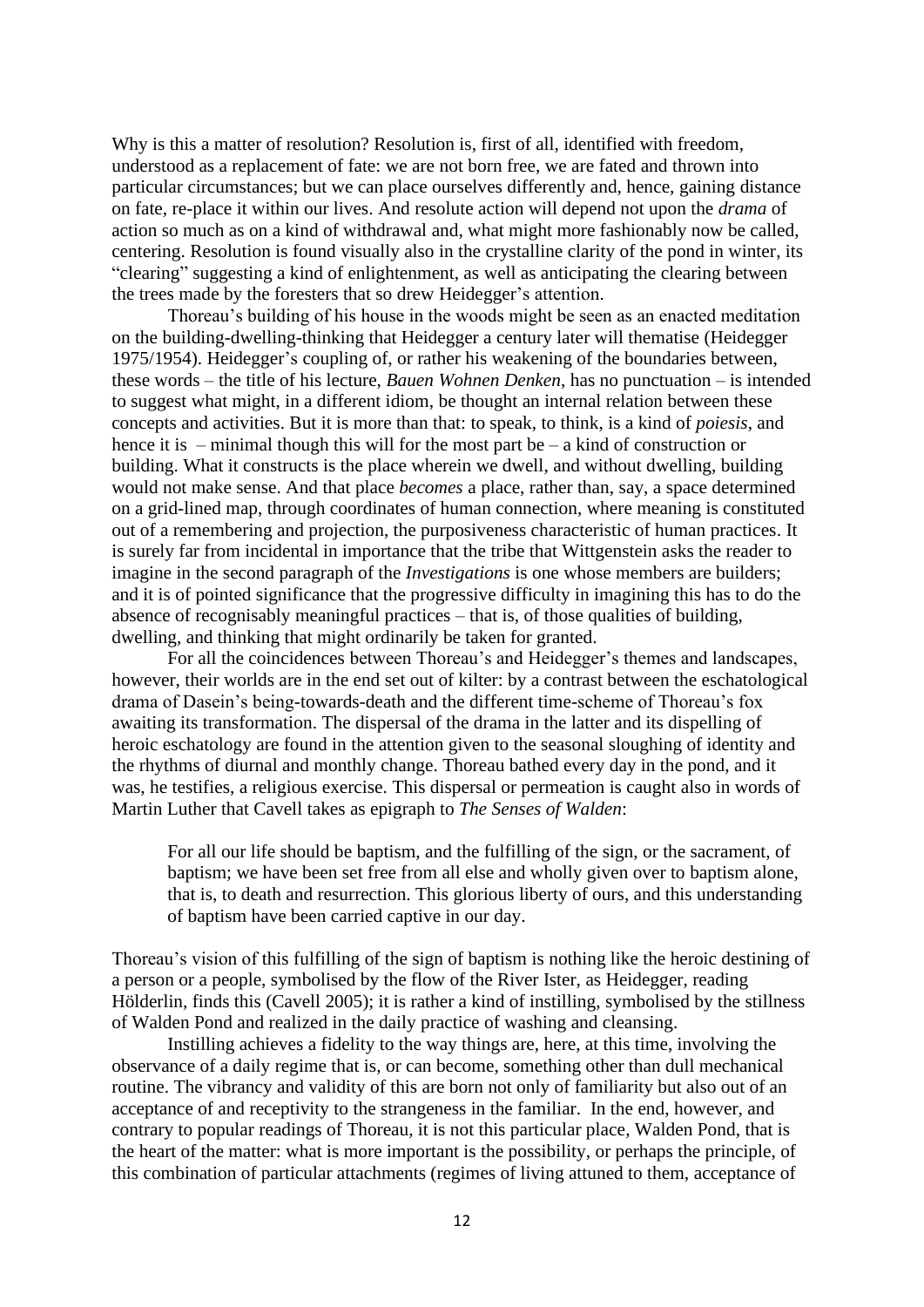Why is this a matter of resolution? Resolution is, first of all, identified with freedom, understood as a replacement of fate: we are not born free, we are fated and thrown into particular circumstances; but we can place ourselves differently and, hence, gaining distance on fate, re-place it within our lives. And resolute action will depend not upon the *drama* of action so much as on a kind of withdrawal and, what might more fashionably now be called, centering. Resolution is found visually also in the crystalline clarity of the pond in winter, its "clearing" suggesting a kind of enlightenment, as well as anticipating the clearing between the trees made by the foresters that so drew Heidegger's attention.

Thoreau's building of his house in the woods might be seen as an enacted meditation on the building-dwelling-thinking that Heidegger a century later will thematise (Heidegger 1975/1954). Heidegger's coupling of, or rather his weakening of the boundaries between, these words – the title of his lecture, *Bauen Wohnen Denken*, has no punctuation – is intended to suggest what might, in a different idiom, be thought an internal relation between these concepts and activities. But it is more than that: to speak, to think, is a kind of *poiesis*, and hence it is – minimal though this will for the most part be – a kind of construction or building. What it constructs is the place wherein we dwell, and without dwelling, building would not make sense. And that place *becomes* a place, rather than, say, a space determined on a grid-lined map, through coordinates of human connection, where meaning is constituted out of a remembering and projection, the purposiveness characteristic of human practices. It is surely far from incidental in importance that the tribe that Wittgenstein asks the reader to imagine in the second paragraph of the *Investigations* is one whose members are builders; and it is of pointed significance that the progressive difficulty in imagining this has to do the absence of recognisably meaningful practices – that is, of those qualities of building, dwelling, and thinking that might ordinarily be taken for granted.

For all the coincidences between Thoreau's and Heidegger's themes and landscapes, however, their worlds are in the end set out of kilter: by a contrast between the eschatological drama of Dasein's being-towards-death and the different time-scheme of Thoreau's fox awaiting its transformation. The dispersal of the drama in the latter and its dispelling of heroic eschatology are found in the attention given to the seasonal sloughing of identity and the rhythms of diurnal and monthly change. Thoreau bathed every day in the pond, and it was, he testifies, a religious exercise. This dispersal or permeation is caught also in words of Martin Luther that Cavell takes as epigraph to *The Senses of Walden*:

> For all our life should be baptism, and the fulfilling of the sign, or the sacrament, of baptism; we have been set free from all else and wholly given over to baptism alone, that is, to death and resurrection. This glorious liberty of ours, and this understanding of baptism have been carried captive in our day.

Thoreau's vision of this fulfilling of the sign of baptism is nothing like the heroic destining of a person or a people, symbolised by the flow of the River Ister, as Heidegger, reading Hölderlin, finds this (Cavell 2005); it is rather a kind of instilling, symbolised by the stillness of Walden Pond and realized in the daily practice of washing and cleansing.

Instilling achieves a fidelity to the way things are, here, at this time, involving the observance of a daily regime that is, or can become, something other than dull mechanical routine. The vibrancy and validity of this are born not only of familiarity but also out of an acceptance of and receptivity to the strangeness in the familiar. In the end, however, and contrary to popular readings of Thoreau, it is not this particular place, Walden Pond, that is the heart of the matter: what is more important is the possibility, or perhaps the principle, of this combination of particular attachments (regimes of living attuned to them, acceptance of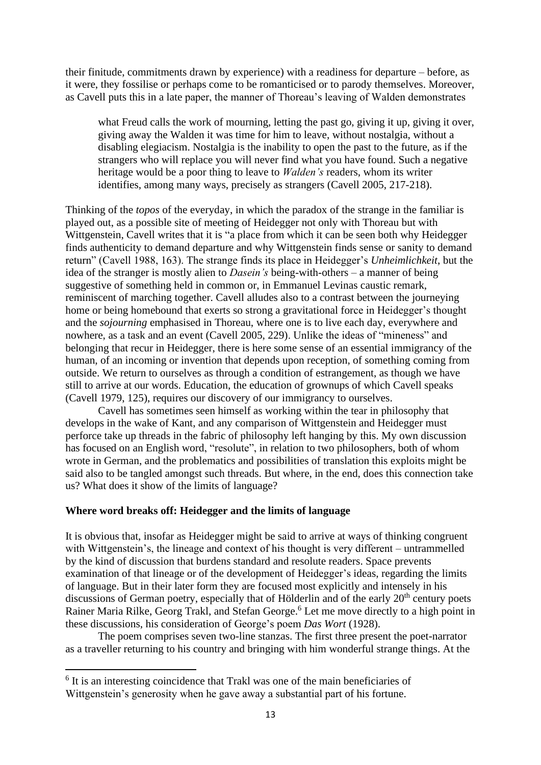their finitude, commitments drawn by experience) with a readiness for departure – before, as it were, they fossilise or perhaps come to be romanticised or to parody themselves. Moreover, as Cavell puts this in a late paper, the manner of Thoreau's leaving of Walden demonstrates

> what Freud calls the work of mourning, letting the past go, giving it up, giving it over, giving away the Walden it was time for him to leave, without nostalgia, without a disabling elegiacism. Nostalgia is the inability to open the past to the future, as if the strangers who will replace you will never find what you have found. Such a negative heritage would be a poor thing to leave to *Walden's* readers, whom its writer identifies, among many ways, precisely as strangers (Cavell 2005, 217-218).

Thinking of the *topos* of the everyday, in which the paradox of the strange in the familiar is played out, as a possible site of meeting of Heidegger not only with Thoreau but with Wittgenstein, Cavell writes that it is "a place from which it can be seen both why Heidegger finds authenticity to demand departure and why Wittgenstein finds sense or sanity to demand return" (Cavell 1988, 163). The strange finds its place in Heidegger's *Unheimlichkeit*, but the idea of the stranger is mostly alien to *Dasein's* being-with-others – a manner of being suggestive of something held in common or, in Emmanuel Levinas caustic remark, reminiscent of marching together. Cavell alludes also to a contrast between the journeying home or being homebound that exerts so strong a gravitational force in Heidegger's thought and the *sojourning* emphasised in Thoreau, where one is to live each day, everywhere and nowhere, as a task and an event (Cavell 2005, 229). Unlike the ideas of "mineness" and belonging that recur in Heidegger, there is here some sense of an essential immigrancy of the human, of an incoming or invention that depends upon reception, of something coming from outside. We return to ourselves as through a condition of estrangement, as though we have still to arrive at our words. Education, the education of grownups of which Cavell speaks (Cavell 1979, 125), requires our discovery of our immigrancy to ourselves.

Cavell has sometimes seen himself as working within the tear in philosophy that develops in the wake of Kant, and any comparison of Wittgenstein and Heidegger must perforce take up threads in the fabric of philosophy left hanging by this. My own discussion has focused on an English word, "resolute", in relation to two philosophers, both of whom wrote in German, and the problematics and possibilities of translation this exploits might be said also to be tangled amongst such threads. But where, in the end, does this connection take us? What does it show of the limits of language?

## Where word breaks off: Heidegger and the limits of language

It is obvious that, insofar as Heidegger might be said to arrive at ways of thinking congruent with Wittgenstein's, the lineage and context of his thought is very different – untrammelled by the kind of discussion that burdens standard and resolute readers. Space prevents examination of that lineage or of the development of Heidegger's ideas, regarding the limits of language. But in their later form they are focused most explicitly and intensely in his discussions of German poetry, especially that of Hölderlin and of the early 20th century poets Rainer Maria Rilke, Georg Trakl, and Stefan George.[6] Let me move directly to a high point in these discussions, his consideration of George's poem *Das Wort* (1928).

The poem comprises seven two-line stanzas. The first three present the poet-narrator as a traveller returning to his country and bringing with him wonderful strange things. At the

[6] It is an interesting coincidence that Trakl was one of the main beneficiaries of Wittgenstein's generosity when he gave away a substantial part of his fortune.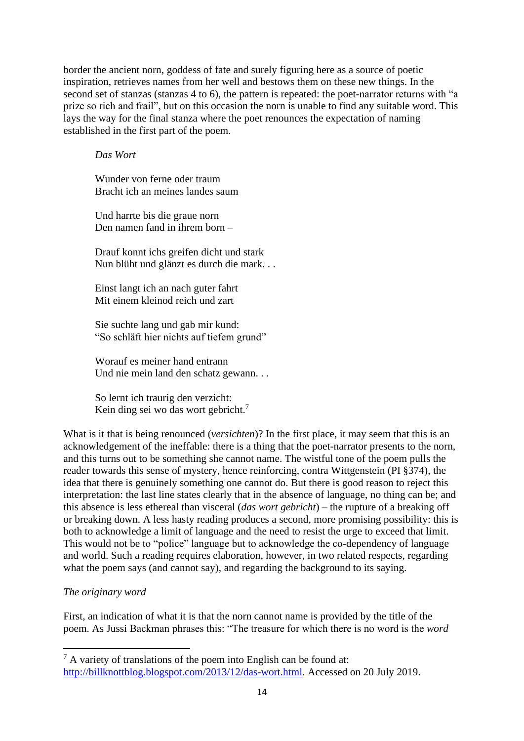border the ancient norn, goddess of fate and surely figuring here as a source of poetic inspiration, retrieves names from her well and bestows them on these new things. In the second set of stanzas (stanzas 4 to 6), the pattern is repeated: the poet-narrator returns with "a prize so rich and frail", but on this occasion the norn is unable to find any suitable word. This lays the way for the final stanza where the poet renounces the expectation of naming established in the first part of the poem.

> *Das Wort*
>
> Wunder von ferne oder traum
> Bracht ich an meines landes saum
>
> Und harrte bis die graue norn
> Den namen fand in ihrem born –
>
> Drauf konnt ichs greifen dicht und stark
> Nun blüht und glänzt es durch die mark. . .
>
> Einst langt ich an nach guter fahrt
> Mit einem kleinod reich und zart
>
> Sie suchte lang und gab mir kund:
> "So schläft hier nichts auf tiefem grund"
>
> Worauf es meiner hand entrann
> Und nie mein land den schatz gewann. . .
>
> So lernt ich traurig den verzicht:
> Kein ding sei wo das wort gebricht.[7]

What is it that is being renounced (*versichten*)? In the first place, it may seem that this is an acknowledgement of the ineffable: there is a thing that the poet-narrator presents to the norn, and this turns out to be something she cannot name. The wistful tone of the poem pulls the reader towards this sense of mystery, hence reinforcing, contra Wittgenstein (PI §374), the idea that there is genuinely something one cannot do. But there is good reason to reject this interpretation: the last line states clearly that in the absence of language, no thing can be; and this absence is less ethereal than visceral (*das wort gebricht*) – the rupture of a breaking off or breaking down. A less hasty reading produces a second, more promising possibility: this is both to acknowledge a limit of language and the need to resist the urge to exceed that limit. This would not be to "police" language but to acknowledge the co-dependency of language and world. Such a reading requires elaboration, however, in two related respects, regarding what the poem says (and cannot say), and regarding the background to its saying.

*The originary word*

First, an indication of what it is that the norn cannot name is provided by the title of the poem. As Jussi Backman phrases this: "The treasure for which there is no word is the *word*

---

[7] A variety of translations of the poem into English can be found at: http://billknottblog.blogspot.com/2013/12/das-wort.html. Accessed on 20 July 2019.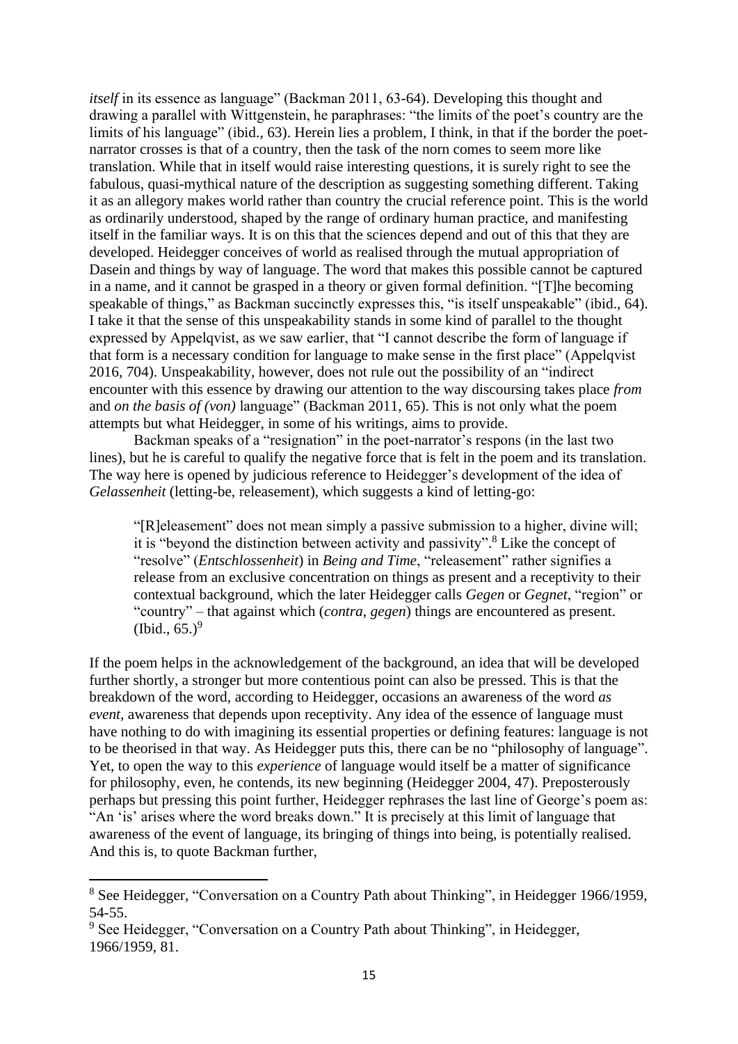*itself* in its essence as language" (Backman 2011, 63-64). Developing this thought and drawing a parallel with Wittgenstein, he paraphrases: "the limits of the poet's country are the limits of his language" (ibid., 63). Herein lies a problem, I think, in that if the border the poet-narrator crosses is that of a country, then the task of the norn comes to seem more like translation. While that in itself would raise interesting questions, it is surely right to see the fabulous, quasi-mythical nature of the description as suggesting something different. Taking it as an allegory makes world rather than country the crucial reference point. This is the world as ordinarily understood, shaped by the range of ordinary human practice, and manifesting itself in the familiar ways. It is on this that the sciences depend and out of this that they are developed. Heidegger conceives of world as realised through the mutual appropriation of Dasein and things by way of language. The word that makes this possible cannot be captured in a name, and it cannot be grasped in a theory or given formal definition. "[T]he becoming speakable of things," as Backman succinctly expresses this, "is itself unspeakable" (ibid., 64). I take it that the sense of this unspeakability stands in some kind of parallel to the thought expressed by Appelqvist, as we saw earlier, that "I cannot describe the form of language if that form is a necessary condition for language to make sense in the first place" (Appelqvist 2016, 704). Unspeakability, however, does not rule out the possibility of an "indirect encounter with this essence by drawing our attention to the way discoursing takes place *from* and *on the basis of (von)* language" (Backman 2011, 65). This is not only what the poem attempts but what Heidegger, in some of his writings, aims to provide.

Backman speaks of a "resignation" in the poet-narrator's respons (in the last two lines), but he is careful to qualify the negative force that is felt in the poem and its translation. The way here is opened by judicious reference to Heidegger's development of the idea of *Gelassenheit* (letting-be, releasement), which suggests a kind of letting-go:

> "[R]eleasement" does not mean simply a passive submission to a higher, divine will; it is "beyond the distinction between activity and passivity".[8] Like the concept of "resolve" (*Entschlossenheit*) in *Being and Time*, "releasement" rather signifies a release from an exclusive concentration on things as present and a receptivity to their contextual background, which the later Heidegger calls *Gegen* or *Gegnet*, "region" or "country" – that against which (*contra*, *gegen*) things are encountered as present. (Ibid., 65.)[9]

If the poem helps in the acknowledgement of the background, an idea that will be developed further shortly, a stronger but more contentious point can also be pressed. This is that the breakdown of the word, according to Heidegger, occasions an awareness of the word *as event*, awareness that depends upon receptivity. Any idea of the essence of language must have nothing to do with imagining its essential properties or defining features: language is not to be theorised in that way. As Heidegger puts this, there can be no "philosophy of language". Yet, to open the way to this *experience* of language would itself be a matter of significance for philosophy, even, he contends, its new beginning (Heidegger 2004, 47). Preposterously perhaps but pressing this point further, Heidegger rephrases the last line of George's poem as: "An 'is' arises where the word breaks down." It is precisely at this limit of language that awareness of the event of language, its bringing of things into being, is potentially realised. And this is, to quote Backman further,

---

[8] See Heidegger, "Conversation on a Country Path about Thinking", in Heidegger 1966/1959, 54-55.

[9] See Heidegger, "Conversation on a Country Path about Thinking", in Heidegger, 1966/1959, 81.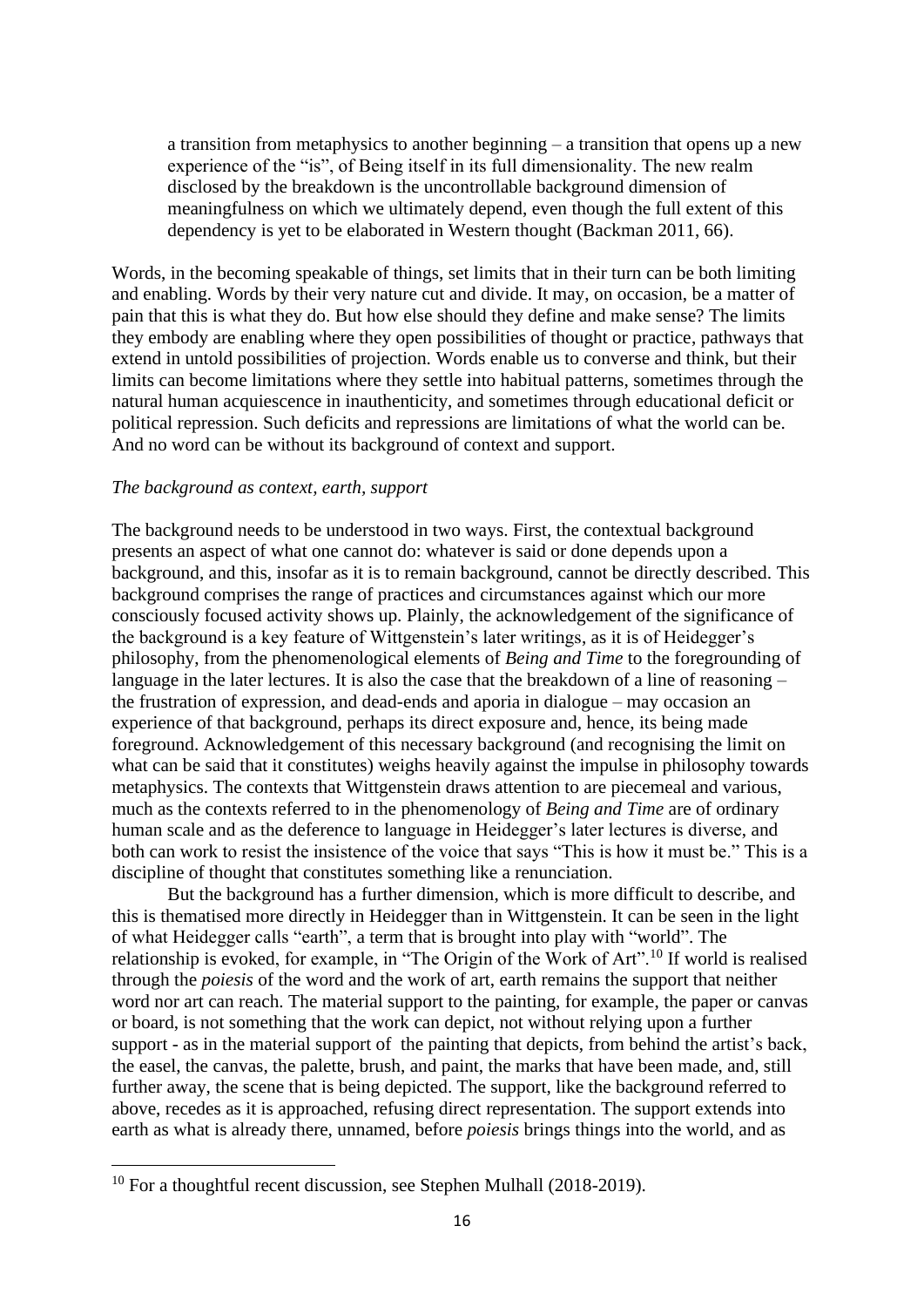> a transition from metaphysics to another beginning – a transition that opens up a new experience of the "is", of Being itself in its full dimensionality. The new realm disclosed by the breakdown is the uncontrollable background dimension of meaningfulness on which we ultimately depend, even though the full extent of this dependency is yet to be elaborated in Western thought (Backman 2011, 66).

Words, in the becoming speakable of things, set limits that in their turn can be both limiting and enabling. Words by their very nature cut and divide. It may, on occasion, be a matter of pain that this is what they do. But how else should they define and make sense? The limits they embody are enabling where they open possibilities of thought or practice, pathways that extend in untold possibilities of projection. Words enable us to converse and think, but their limits can become limitations where they settle into habitual patterns, sometimes through the natural human acquiescence in inauthenticity, and sometimes through educational deficit or political repression. Such deficits and repressions are limitations of what the world can be. And no word can be without its background of context and support.

*The background as context, earth, support*

The background needs to be understood in two ways. First, the contextual background presents an aspect of what one cannot do: whatever is said or done depends upon a background, and this, insofar as it is to remain background, cannot be directly described. This background comprises the range of practices and circumstances against which our more consciously focused activity shows up. Plainly, the acknowledgement of the significance of the background is a key feature of Wittgenstein's later writings, as it is of Heidegger's philosophy, from the phenomenological elements of *Being and Time* to the foregrounding of language in the later lectures. It is also the case that the breakdown of a line of reasoning – the frustration of expression, and dead-ends and aporia in dialogue – may occasion an experience of that background, perhaps its direct exposure and, hence, its being made foreground. Acknowledgement of this necessary background (and recognising the limit on what can be said that it constitutes) weighs heavily against the impulse in philosophy towards metaphysics. The contexts that Wittgenstein draws attention to are piecemeal and various, much as the contexts referred to in the phenomenology of *Being and Time* are of ordinary human scale and as the deference to language in Heidegger's later lectures is diverse, and both can work to resist the insistence of the voice that says "This is how it must be." This is a discipline of thought that constitutes something like a renunciation.

But the background has a further dimension, which is more difficult to describe, and this is thematised more directly in Heidegger than in Wittgenstein. It can be seen in the light of what Heidegger calls "earth", a term that is brought into play with "world". The relationship is evoked, for example, in "The Origin of the Work of Art".[10] If world is realised through the *poiesis* of the word and the work of art, earth remains the support that neither word nor art can reach. The material support to the painting, for example, the paper or canvas or board, is not something that the work can depict, not without relying upon a further support - as in the material support of the painting that depicts, from behind the artist's back, the easel, the canvas, the palette, brush, and paint, the marks that have been made, and, still further away, the scene that is being depicted. The support, like the background referred to above, recedes as it is approached, refusing direct representation. The support extends into earth as what is already there, unnamed, before *poiesis* brings things into the world, and as

[10] For a thoughtful recent discussion, see Stephen Mulhall (2018-2019).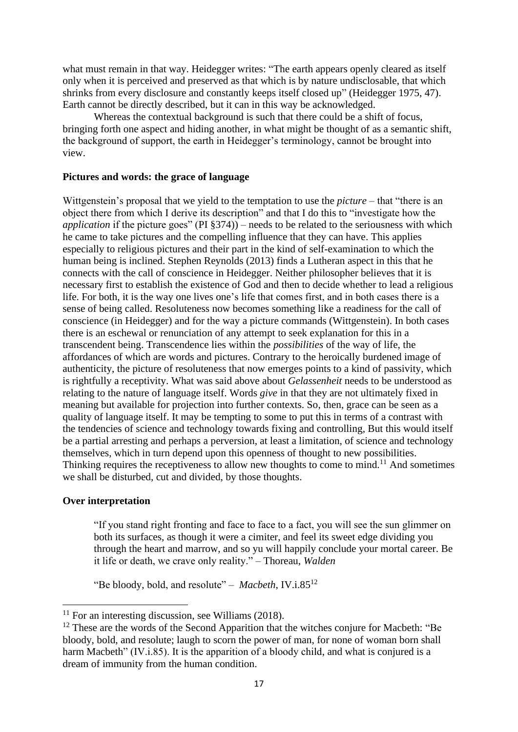what must remain in that way. Heidegger writes: "The earth appears openly cleared as itself only when it is perceived and preserved as that which is by nature undisclosable, that which shrinks from every disclosure and constantly keeps itself closed up" (Heidegger 1975, 47). Earth cannot be directly described, but it can in this way be acknowledged.

Whereas the contextual background is such that there could be a shift of focus, bringing forth one aspect and hiding another, in what might be thought of as a semantic shift, the background of support, the earth in Heidegger's terminology, cannot be brought into view.

**Pictures and words: the grace of language**

Wittgenstein's proposal that we yield to the temptation to use the *picture* – that "there is an object there from which I derive its description" and that I do this to "investigate how the *application* if the picture goes" (PI §374)) – needs to be related to the seriousness with which he came to take pictures and the compelling influence that they can have. This applies especially to religious pictures and their part in the kind of self-examination to which the human being is inclined. Stephen Reynolds (2013) finds a Lutheran aspect in this that he connects with the call of conscience in Heidegger. Neither philosopher believes that it is necessary first to establish the existence of God and then to decide whether to lead a religious life. For both, it is the way one lives one's life that comes first, and in both cases there is a sense of being called. Resoluteness now becomes something like a readiness for the call of conscience (in Heidegger) and for the way a picture commands (Wittgenstein). In both cases there is an eschewal or renunciation of any attempt to seek explanation for this in a transcendent being. Transcendence lies within the *possibilities* of the way of life, the affordances of which are words and pictures. Contrary to the heroically burdened image of authenticity, the picture of resoluteness that now emerges points to a kind of passivity, which is rightfully a receptivity. What was said above about *Gelassenheit* needs to be understood as relating to the nature of language itself. Words *give* in that they are not ultimately fixed in meaning but available for projection into further contexts. So, then, grace can be seen as a quality of language itself. It may be tempting to some to put this in terms of a contrast with the tendencies of science and technology towards fixing and controlling, But this would itself be a partial arresting and perhaps a perversion, at least a limitation, of science and technology themselves, which in turn depend upon this openness of thought to new possibilities. Thinking requires the receptiveness to allow new thoughts to come to mind.[11] And sometimes we shall be disturbed, cut and divided, by those thoughts.

**Over interpretation**

> "If you stand right fronting and face to face to a fact, you will see the sun glimmer on both its surfaces, as though it were a cimiter, and feel its sweet edge dividing you through the heart and marrow, and so yu will happily conclude your mortal career. Be it life or death, we crave only reality." – Thoreau, *Walden*

> "Be bloody, bold, and resolute" – *Macbeth*, IV.i.85[12]

[11] For an interesting discussion, see Williams (2018).

[12] These are the words of the Second Apparition that the witches conjure for Macbeth: "Be bloody, bold, and resolute; laugh to scorn the power of man, for none of woman born shall harm Macbeth" (IV.i.85). It is the apparition of a bloody child, and what is conjured is a dream of immunity from the human condition.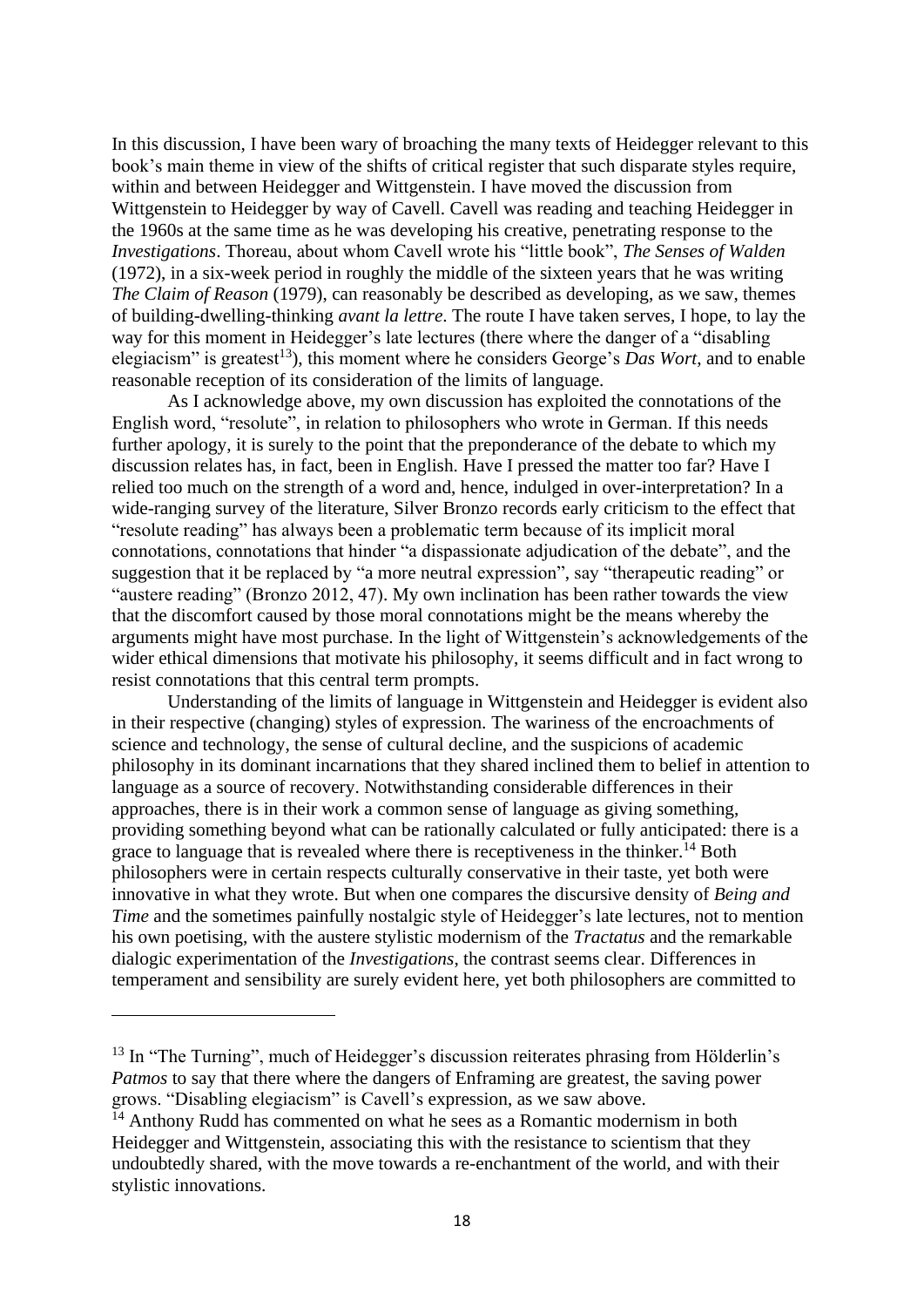In this discussion, I have been wary of broaching the many texts of Heidegger relevant to this book's main theme in view of the shifts of critical register that such disparate styles require, within and between Heidegger and Wittgenstein. I have moved the discussion from Wittgenstein to Heidegger by way of Cavell. Cavell was reading and teaching Heidegger in the 1960s at the same time as he was developing his creative, penetrating response to the *Investigations*. Thoreau, about whom Cavell wrote his "little book", *The Senses of Walden* (1972), in a six-week period in roughly the middle of the sixteen years that he was writing *The Claim of Reason* (1979), can reasonably be described as developing, as we saw, themes of building-dwelling-thinking *avant la lettre*. The route I have taken serves, I hope, to lay the way for this moment in Heidegger's late lectures (there where the danger of a "disabling elegiacism" is greatest[13]), this moment where he considers George's *Das Wort*, and to enable reasonable reception of its consideration of the limits of language.

As I acknowledge above, my own discussion has exploited the connotations of the English word, "resolute", in relation to philosophers who wrote in German. If this needs further apology, it is surely to the point that the preponderance of the debate to which my discussion relates has, in fact, been in English. Have I pressed the matter too far? Have I relied too much on the strength of a word and, hence, indulged in over-interpretation? In a wide-ranging survey of the literature, Silver Bronzo records early criticism to the effect that "resolute reading" has always been a problematic term because of its implicit moral connotations, connotations that hinder "a dispassionate adjudication of the debate", and the suggestion that it be replaced by "a more neutral expression", say "therapeutic reading" or "austere reading" (Bronzo 2012, 47). My own inclination has been rather towards the view that the discomfort caused by those moral connotations might be the means whereby the arguments might have most purchase. In the light of Wittgenstein's acknowledgements of the wider ethical dimensions that motivate his philosophy, it seems difficult and in fact wrong to resist connotations that this central term prompts.

Understanding of the limits of language in Wittgenstein and Heidegger is evident also in their respective (changing) styles of expression. The wariness of the encroachments of science and technology, the sense of cultural decline, and the suspicions of academic philosophy in its dominant incarnations that they shared inclined them to belief in attention to language as a source of recovery. Notwithstanding considerable differences in their approaches, there is in their work a common sense of language as giving something, providing something beyond what can be rationally calculated or fully anticipated: there is a grace to language that is revealed where there is receptiveness in the thinker.[14] Both philosophers were in certain respects culturally conservative in their taste, yet both were innovative in what they wrote. But when one compares the discursive density of *Being and Time* and the sometimes painfully nostalgic style of Heidegger's late lectures, not to mention his own poetising, with the austere stylistic modernism of the *Tractatus* and the remarkable dialogic experimentation of the *Investigations*, the contrast seems clear. Differences in temperament and sensibility are surely evident here, yet both philosophers are committed to

---

[13] In "The Turning", much of Heidegger's discussion reiterates phrasing from Hölderlin's *Patmos* to say that there where the dangers of Enframing are greatest, the saving power grows. "Disabling elegiacism" is Cavell's expression, as we saw above.

[14] Anthony Rudd has commented on what he sees as a Romantic modernism in both Heidegger and Wittgenstein, associating this with the resistance to scientism that they undoubtedly shared, with the move towards a re-enchantment of the world, and with their stylistic innovations.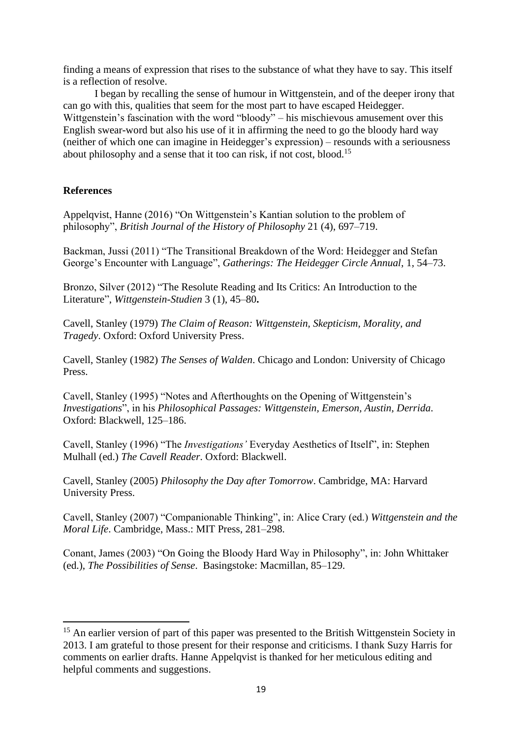finding a means of expression that rises to the substance of what they have to say. This itself is a reflection of resolve.

I began by recalling the sense of humour in Wittgenstein, and of the deeper irony that can go with this, qualities that seem for the most part to have escaped Heidegger. Wittgenstein's fascination with the word "bloody" – his mischievous amusement over this English swear-word but also his use of it in affirming the need to go the bloody hard way (neither of which one can imagine in Heidegger's expression) – resounds with a seriousness about philosophy and a sense that it too can risk, if not cost, blood.[15]

**References**

Appelqvist, Hanne (2016) "On Wittgenstein's Kantian solution to the problem of philosophy", *British Journal of the History of Philosophy* 21 (4), 697–719.

Backman, Jussi (2011) "The Transitional Breakdown of the Word: Heidegger and Stefan George's Encounter with Language", *Gatherings: The Heidegger Circle Annual*, 1, 54–73.

Bronzo, Silver (2012) "The Resolute Reading and Its Critics: An Introduction to the Literature", *Wittgenstein-Studien* 3 (1), 45–80**.**

Cavell, Stanley (1979) *The Claim of Reason: Wittgenstein, Skepticism, Morality, and Tragedy*. Oxford: Oxford University Press.

Cavell, Stanley (1982) *The Senses of Walden*. Chicago and London: University of Chicago Press.

Cavell, Stanley (1995) "Notes and Afterthoughts on the Opening of Wittgenstein's *Investigations*", in his *Philosophical Passages: Wittgenstein, Emerson, Austin, Derrida*. Oxford: Blackwell, 125–186.

Cavell, Stanley (1996) "The *Investigations'* Everyday Aesthetics of Itself", in: Stephen Mulhall (ed.) *The Cavell Reader*. Oxford: Blackwell.

Cavell, Stanley (2005) *Philosophy the Day after Tomorrow*. Cambridge, MA: Harvard University Press.

Cavell, Stanley (2007) "Companionable Thinking", in: Alice Crary (ed.) *Wittgenstein and the Moral Life*. Cambridge, Mass.: MIT Press, 281–298.

Conant, James (2003) "On Going the Bloody Hard Way in Philosophy", in: John Whittaker (ed.), *The Possibilities of Sense*. Basingstoke: Macmillan, 85–129.

---

[15] An earlier version of part of this paper was presented to the British Wittgenstein Society in 2013. I am grateful to those present for their response and criticisms. I thank Suzy Harris for comments on earlier drafts. Hanne Appelqvist is thanked for her meticulous editing and helpful comments and suggestions.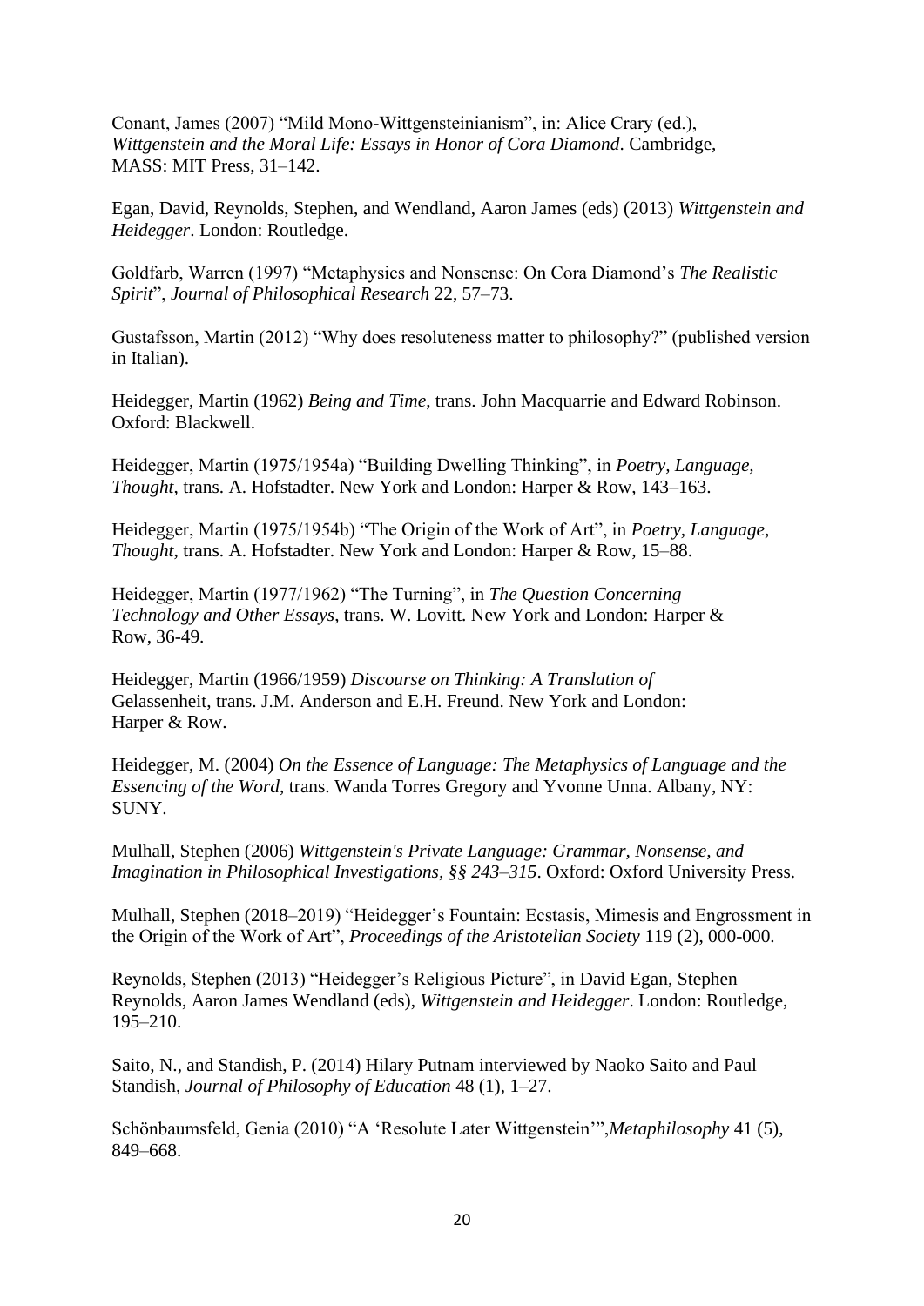Conant, James (2007) "Mild Mono-Wittgensteinianism", in: Alice Crary (ed.), *Wittgenstein and the Moral Life: Essays in Honor of Cora Diamond*. Cambridge, MASS: MIT Press, 31–142.

Egan, David, Reynolds, Stephen, and Wendland, Aaron James (eds) (2013) *Wittgenstein and Heidegger*. London: Routledge.

Goldfarb, Warren (1997) "Metaphysics and Nonsense: On Cora Diamond's *The Realistic Spirit*", *Journal of Philosophical Research* 22, 57–73.

Gustafsson, Martin (2012) "Why does resoluteness matter to philosophy?" (published version in Italian).

Heidegger, Martin (1962) *Being and Time*, trans. John Macquarrie and Edward Robinson. Oxford: Blackwell.

Heidegger, Martin (1975/1954a) "Building Dwelling Thinking", in *Poetry, Language, Thought*, trans. A. Hofstadter. New York and London: Harper & Row, 143–163.

Heidegger, Martin (1975/1954b) "The Origin of the Work of Art", in *Poetry, Language, Thought*, trans. A. Hofstadter. New York and London: Harper & Row, 15–88.

Heidegger, Martin (1977/1962) "The Turning", in *The Question Concerning Technology and Other Essays*, trans. W. Lovitt. New York and London: Harper & Row, 36-49.

Heidegger, Martin (1966/1959) *Discourse on Thinking: A Translation of* Gelassenheit, trans. J.M. Anderson and E.H. Freund. New York and London: Harper & Row.

Heidegger, M. (2004) *On the Essence of Language: The Metaphysics of Language and the Essencing of the Word*, trans. Wanda Torres Gregory and Yvonne Unna. Albany, NY: SUNY.

Mulhall, Stephen (2006) *Wittgenstein's Private Language: Grammar, Nonsense, and Imagination in Philosophical Investigations, §§ 243–315*. Oxford: Oxford University Press.

Mulhall, Stephen (2018–2019) "Heidegger's Fountain: Ecstasis, Mimesis and Engrossment in the Origin of the Work of Art", *Proceedings of the Aristotelian Society* 119 (2), 000-000.

Reynolds, Stephen (2013) "Heidegger's Religious Picture", in David Egan, Stephen Reynolds, Aaron James Wendland (eds), *Wittgenstein and Heidegger*. London: Routledge, 195–210.

Saito, N., and Standish, P. (2014) Hilary Putnam interviewed by Naoko Saito and Paul Standish, *Journal of Philosophy of Education* 48 (1), 1–27.

Schönbaumsfeld, Genia (2010) "A 'Resolute Later Wittgenstein'",*Metaphilosophy* 41 (5), 849–668.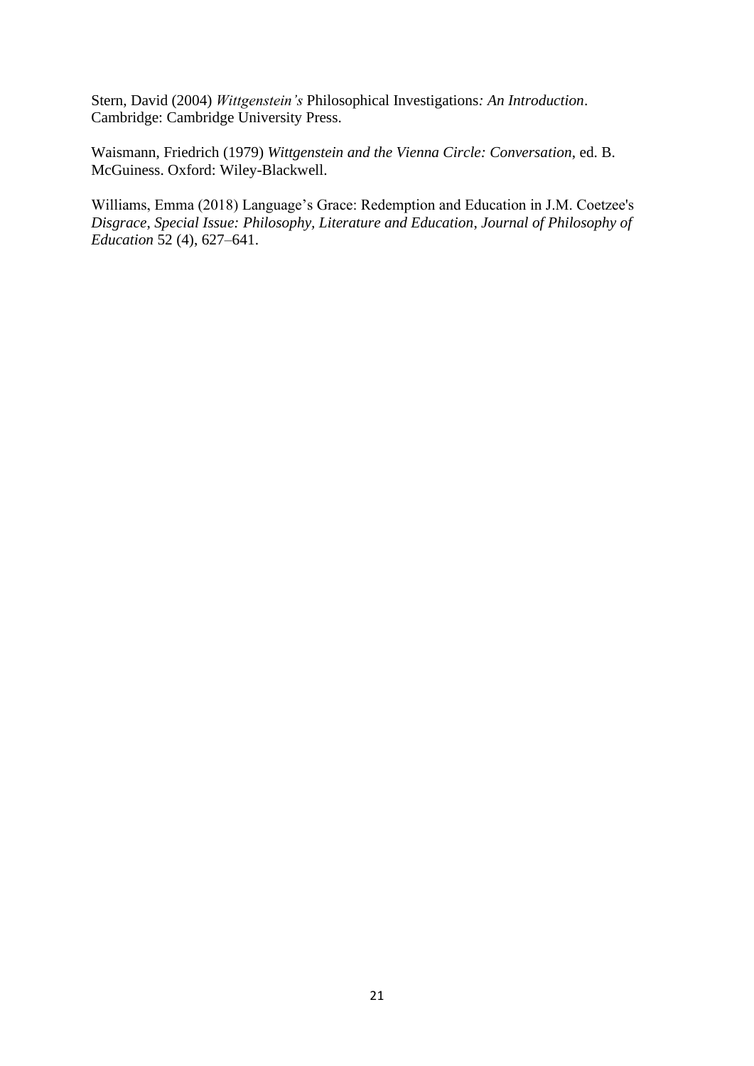Stern, David (2004) *Wittgenstein's* Philosophical Investigations*: An Introduction*. Cambridge: Cambridge University Press.

Waismann, Friedrich (1979) *Wittgenstein and the Vienna Circle: Conversation*, ed. B. McGuiness. Oxford: Wiley-Blackwell.

Williams, Emma (2018) Language's Grace: Redemption and Education in J.M. Coetzee's *Disgrace, Special Issue: Philosophy, Literature and Education*, *Journal of Philosophy of Education* 52 (4), 627–641.